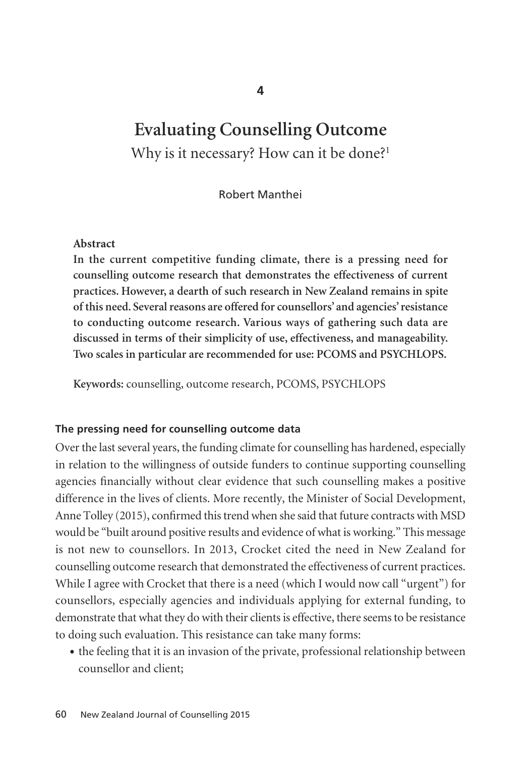4

# Evaluating Counselling Outcome

Why is it necessary? How can it be done?[1]

Robert Manthei

**Abstract**

**In the current competitive funding climate, there is a pressing need for counselling outcome research that demonstrates the effectiveness of current practices. However, a dearth of such research in New Zealand remains in spite of this need. Several reasons are offered for counsellors' and agencies' resistance to conducting outcome research. Various ways of gathering such data are discussed in terms of their simplicity of use, effectiveness, and manageability. Two scales in particular are recommended for use: PCOMS and PSYCHLOPS.**

**Keywords:** counselling, outcome research, PCOMS, PSYCHLOPS

## The pressing need for counselling outcome data

Over the last several years, the funding climate for counselling has hardened, especially in relation to the willingness of outside funders to continue supporting counselling agencies financially without clear evidence that such counselling makes a positive difference in the lives of clients. More recently, the Minister of Social Development, Anne Tolley (2015), confirmed this trend when she said that future contracts with MSD would be "built around positive results and evidence of what is working." This message is not new to counsellors. In 2013, Crocket cited the need in New Zealand for counselling outcome research that demonstrated the effectiveness of current practices. While I agree with Crocket that there is a need (which I would now call "urgent") for counsellors, especially agencies and individuals applying for external funding, to demonstrate that what they do with their clients is effective, there seems to be resistance to doing such evaluation. This resistance can take many forms:

- the feeling that it is an invasion of the private, professional relationship between counsellor and client;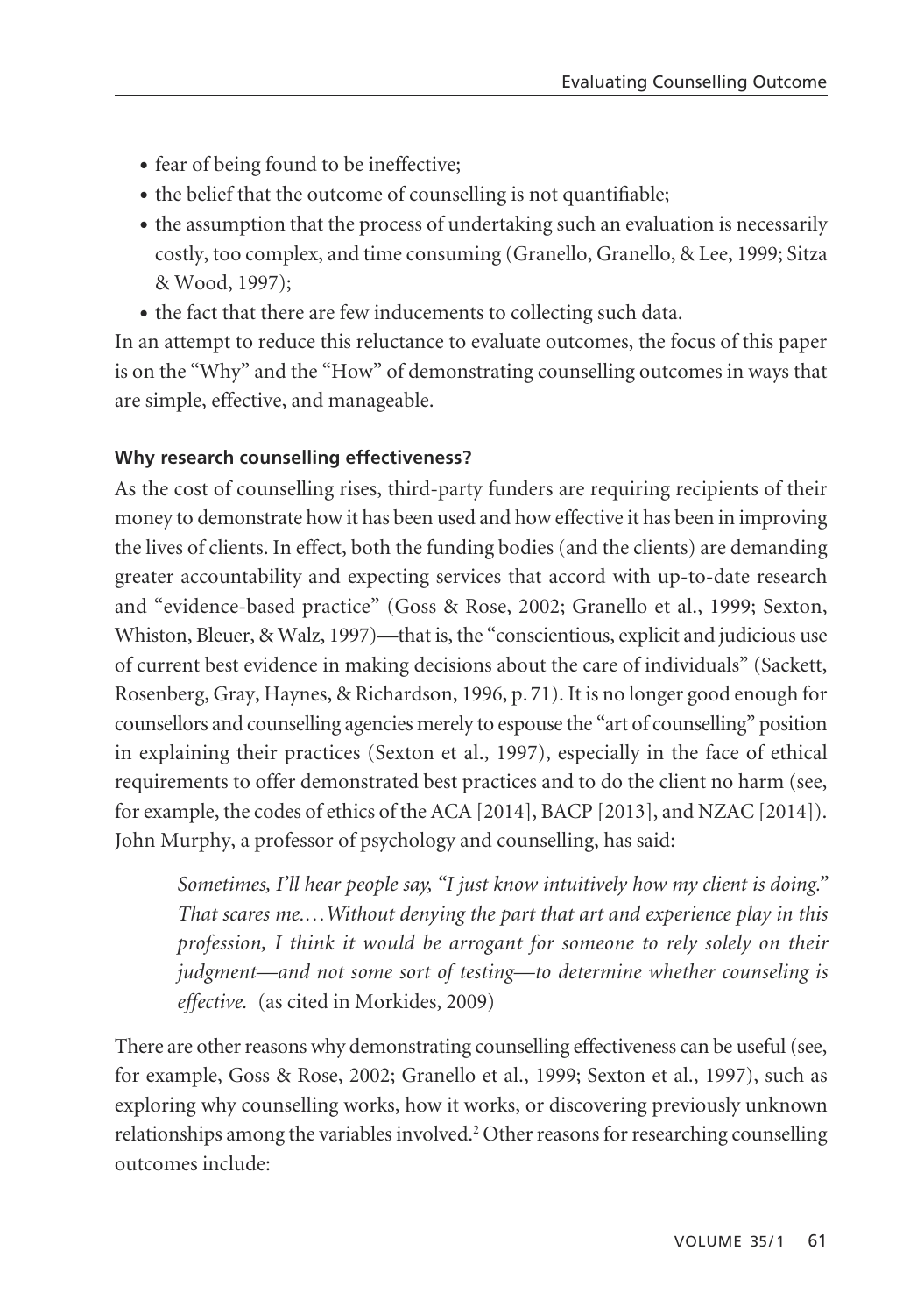- fear of being found to be ineffective;
- the belief that the outcome of counselling is not quantifiable;
- the assumption that the process of undertaking such an evaluation is necessarily costly, too complex, and time consuming (Granello, Granello, & Lee, 1999; Sitza & Wood, 1997);
- the fact that there are few inducements to collecting such data.

In an attempt to reduce this reluctance to evaluate outcomes, the focus of this paper is on the "Why" and the "How" of demonstrating counselling outcomes in ways that are simple, effective, and manageable.

**Why research counselling effectiveness?**

As the cost of counselling rises, third-party funders are requiring recipients of their money to demonstrate how it has been used and how effective it has been in improving the lives of clients. In effect, both the funding bodies (and the clients) are demanding greater accountability and expecting services that accord with up-to-date research and "evidence-based practice" (Goss & Rose, 2002; Granello et al., 1999; Sexton, Whiston, Bleuer, & Walz, 1997)—that is, the "conscientious, explicit and judicious use of current best evidence in making decisions about the care of individuals" (Sackett, Rosenberg, Gray, Haynes, & Richardson, 1996, p. 71). It is no longer good enough for counsellors and counselling agencies merely to espouse the "art of counselling" position in explaining their practices (Sexton et al., 1997), especially in the face of ethical requirements to offer demonstrated best practices and to do the client no harm (see, for example, the codes of ethics of the ACA [2014], BACP [2013], and NZAC [2014]). John Murphy, a professor of psychology and counselling, has said:

> *Sometimes, I'll hear people say, "I just know intuitively how my client is doing." That scares me.…Without denying the part that art and experience play in this profession, I think it would be arrogant for someone to rely solely on their judgment—and not some sort of testing—to determine whether counseling is effective.* (as cited in Morkides, 2009)

There are other reasons why demonstrating counselling effectiveness can be useful (see, for example, Goss & Rose, 2002; Granello et al., 1999; Sexton et al., 1997), such as exploring why counselling works, how it works, or discovering previously unknown relationships among the variables involved.[2] Other reasons for researching counselling outcomes include: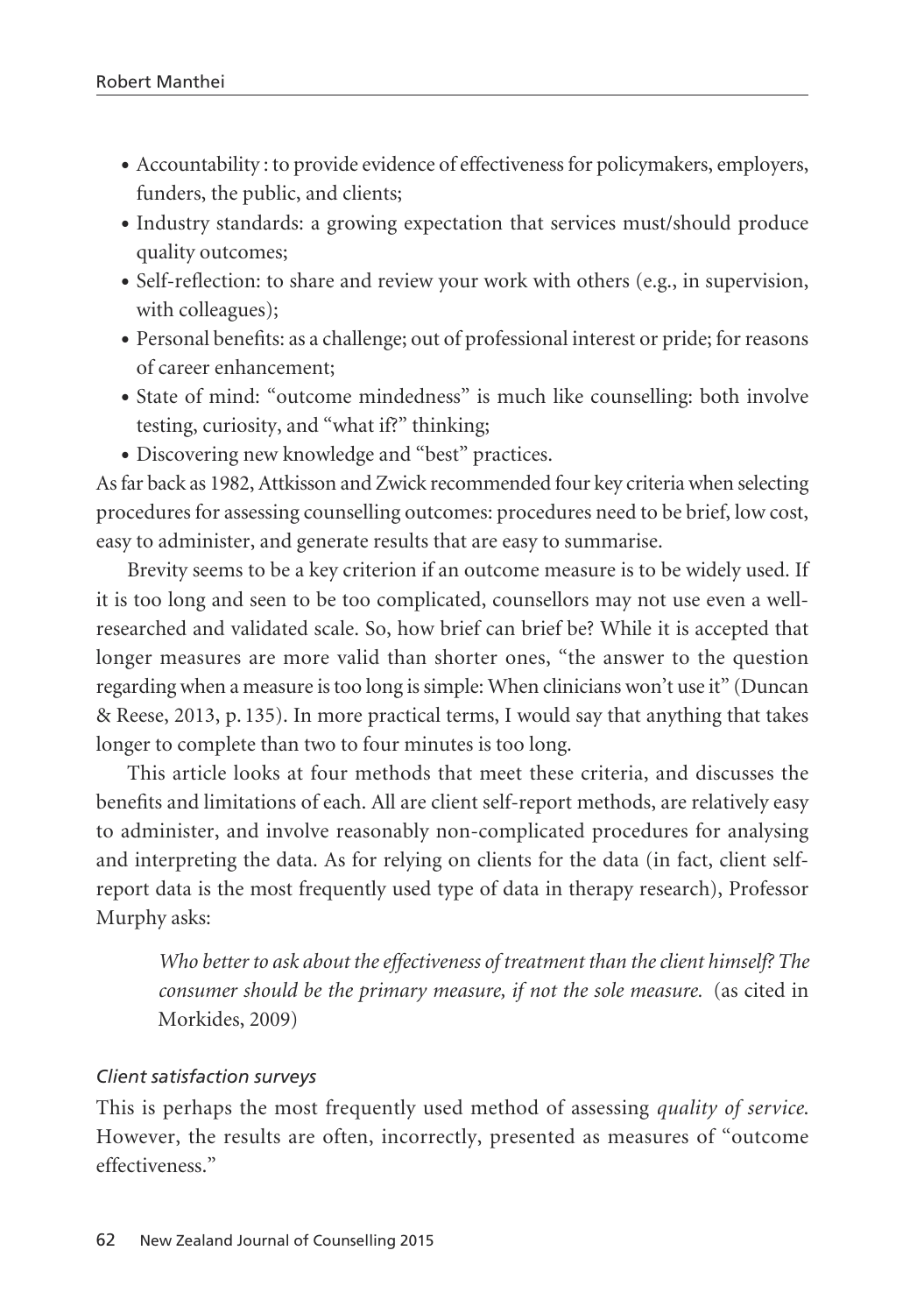- Accountability : to provide evidence of effectiveness for policymakers, employers, funders, the public, and clients;
- Industry standards: a growing expectation that services must/should produce quality outcomes;
- Self-reflection: to share and review your work with others (e.g., in supervision, with colleagues);
- Personal benefits: as a challenge; out of professional interest or pride; for reasons of career enhancement;
- State of mind: "outcome mindedness" is much like counselling: both involve testing, curiosity, and "what if?" thinking;
- Discovering new knowledge and "best" practices.

As far back as 1982, Attkisson and Zwick recommended four key criteria when selecting procedures for assessing counselling outcomes: procedures need to be brief, low cost, easy to administer, and generate results that are easy to summarise.

Brevity seems to be a key criterion if an outcome measure is to be widely used. If it is too long and seen to be too complicated, counsellors may not use even a well-researched and validated scale. So, how brief can brief be? While it is accepted that longer measures are more valid than shorter ones, "the answer to the question regarding when a measure is too long is simple: When clinicians won't use it" (Duncan & Reese, 2013, p. 135). In more practical terms, I would say that anything that takes longer to complete than two to four minutes is too long.

This article looks at four methods that meet these criteria, and discusses the benefits and limitations of each. All are client self-report methods, are relatively easy to administer, and involve reasonably non-complicated procedures for analysing and interpreting the data. As for relying on clients for the data (in fact, client self-report data is the most frequently used type of data in therapy research), Professor Murphy asks:

> *Who better to ask about the effectiveness of treatment than the client himself? The consumer should be the primary measure, if not the sole measure.* (as cited in Morkides, 2009)

*Client satisfaction surveys*

This is perhaps the most frequently used method of assessing *quality of service*. However, the results are often, incorrectly, presented as measures of "outcome effectiveness."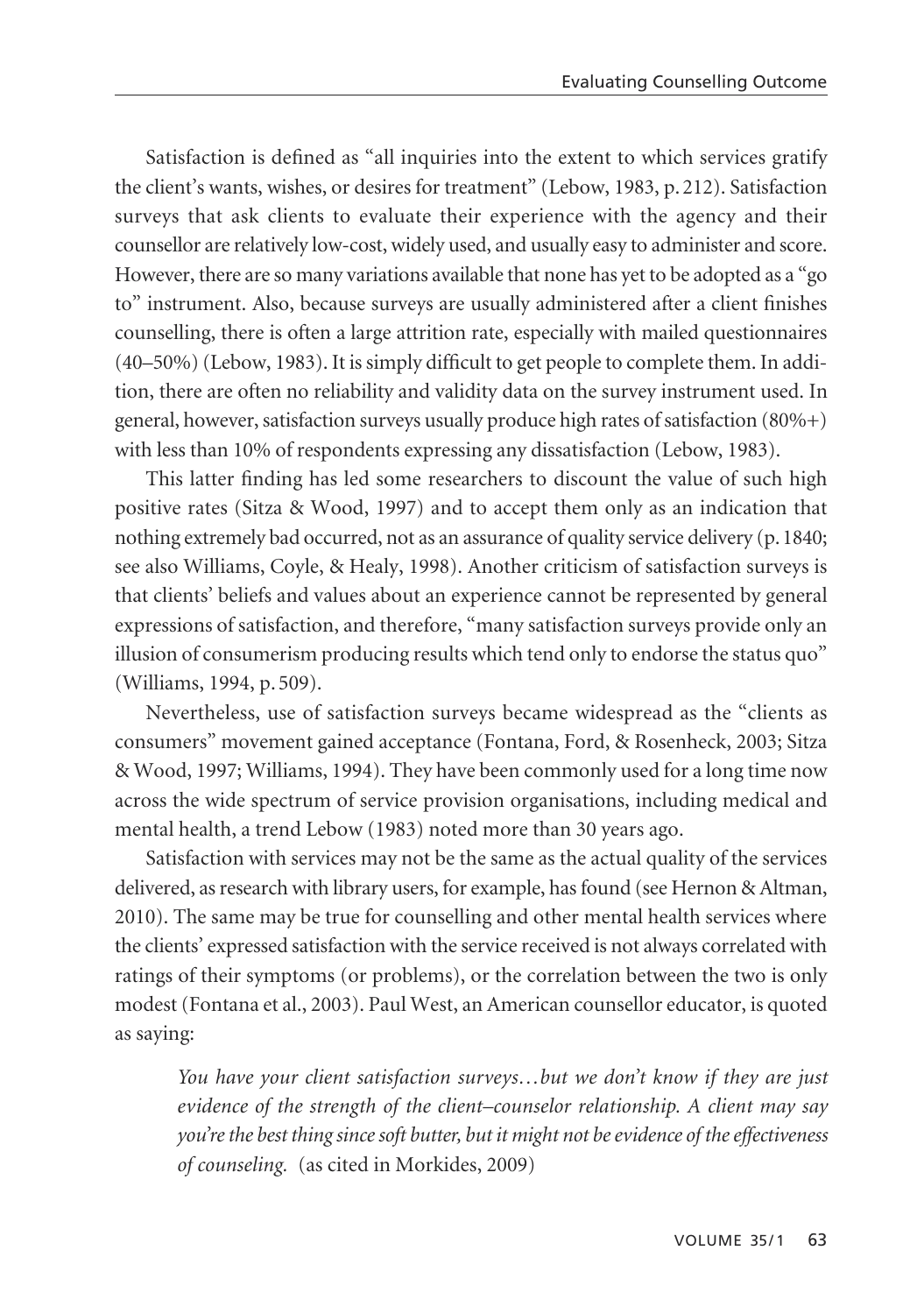Satisfaction is defined as "all inquiries into the extent to which services gratify the client's wants, wishes, or desires for treatment" (Lebow, 1983, p. 212). Satisfaction surveys that ask clients to evaluate their experience with the agency and their counsellor are relatively low-cost, widely used, and usually easy to administer and score. However, there are so many variations available that none has yet to be adopted as a "go to" instrument. Also, because surveys are usually administered after a client finishes counselling, there is often a large attrition rate, especially with mailed questionnaires (40–50%) (Lebow, 1983). It is simply difficult to get people to complete them. In addition, there are often no reliability and validity data on the survey instrument used. In general, however, satisfaction surveys usually produce high rates of satisfaction (80%+) with less than 10% of respondents expressing any dissatisfaction (Lebow, 1983).

This latter finding has led some researchers to discount the value of such high positive rates (Sitza & Wood, 1997) and to accept them only as an indication that nothing extremely bad occurred, not as an assurance of quality service delivery (p. 1840; see also Williams, Coyle, & Healy, 1998). Another criticism of satisfaction surveys is that clients' beliefs and values about an experience cannot be represented by general expressions of satisfaction, and therefore, "many satisfaction surveys provide only an illusion of consumerism producing results which tend only to endorse the status quo" (Williams, 1994, p. 509).

Nevertheless, use of satisfaction surveys became widespread as the "clients as consumers" movement gained acceptance (Fontana, Ford, & Rosenheck, 2003; Sitza & Wood, 1997; Williams, 1994). They have been commonly used for a long time now across the wide spectrum of service provision organisations, including medical and mental health, a trend Lebow (1983) noted more than 30 years ago.

Satisfaction with services may not be the same as the actual quality of the services delivered, as research with library users, for example, has found (see Hernon & Altman, 2010). The same may be true for counselling and other mental health services where the clients' expressed satisfaction with the service received is not always correlated with ratings of their symptoms (or problems), or the correlation between the two is only modest (Fontana et al., 2003). Paul West, an American counsellor educator, is quoted as saying:

> *You have your client satisfaction surveys…but we don't know if they are just evidence of the strength of the client–counselor relationship. A client may say you're the best thing since soft butter, but it might not be evidence of the effectiveness of counseling.* (as cited in Morkides, 2009)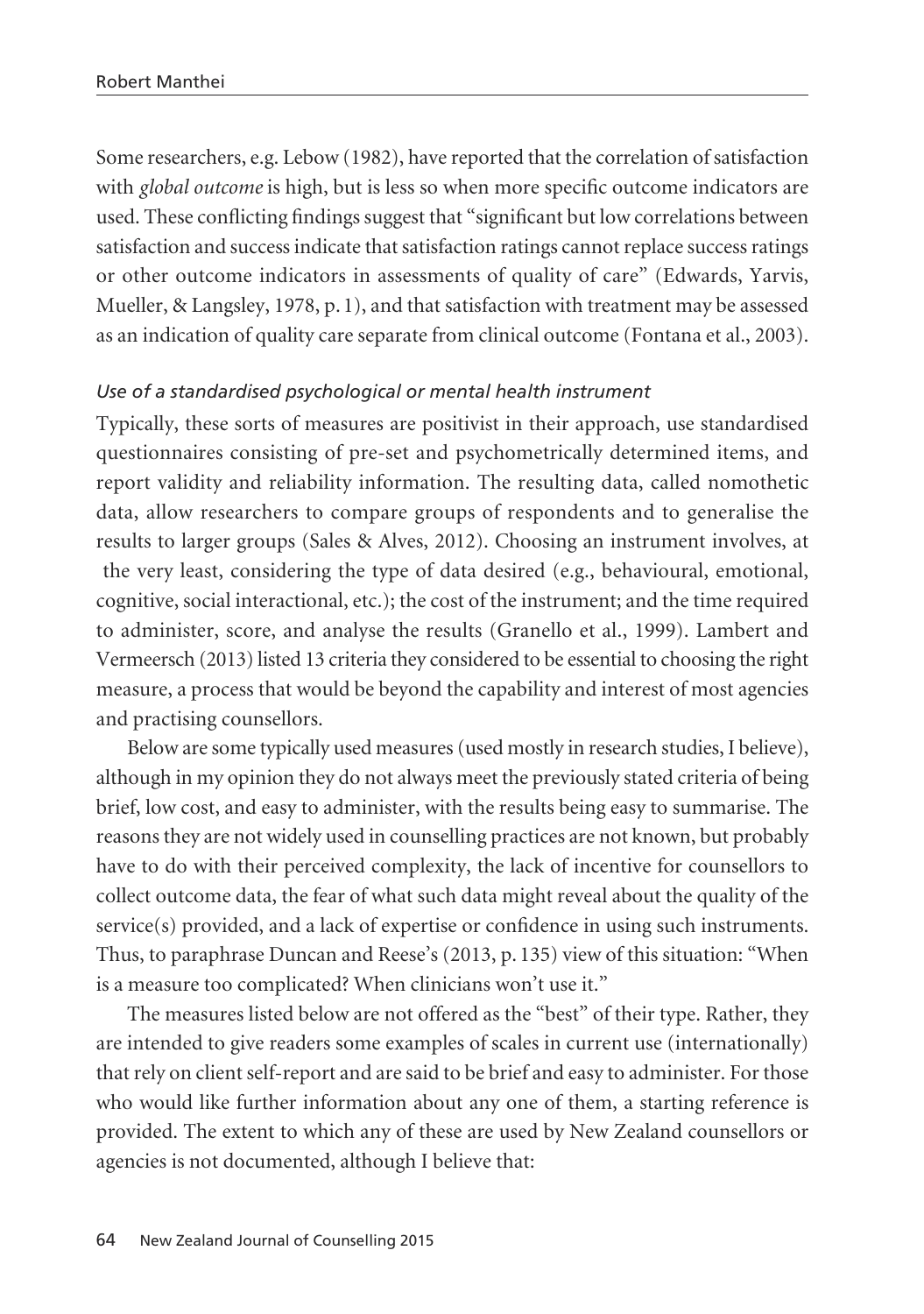Some researchers, e.g. Lebow (1982), have reported that the correlation of satisfaction with *global outcome* is high, but is less so when more specific outcome indicators are used. These conflicting findings suggest that "significant but low correlations between satisfaction and success indicate that satisfaction ratings cannot replace success ratings or other outcome indicators in assessments of quality of care" (Edwards, Yarvis, Mueller, & Langsley, 1978, p. 1), and that satisfaction with treatment may be assessed as an indication of quality care separate from clinical outcome (Fontana et al., 2003).

### *Use of a standardised psychological or mental health instrument*

Typically, these sorts of measures are positivist in their approach, use standardised questionnaires consisting of pre-set and psychometrically determined items, and report validity and reliability information. The resulting data, called nomothetic data, allow researchers to compare groups of respondents and to generalise the results to larger groups (Sales & Alves, 2012). Choosing an instrument involves, at the very least, considering the type of data desired (e.g., behavioural, emotional, cognitive, social interactional, etc.); the cost of the instrument; and the time required to administer, score, and analyse the results (Granello et al., 1999). Lambert and Vermeersch (2013) listed 13 criteria they considered to be essential to choosing the right measure, a process that would be beyond the capability and interest of most agencies and practising counsellors.

Below are some typically used measures (used mostly in research studies, I believe), although in my opinion they do not always meet the previously stated criteria of being brief, low cost, and easy to administer, with the results being easy to summarise. The reasons they are not widely used in counselling practices are not known, but probably have to do with their perceived complexity, the lack of incentive for counsellors to collect outcome data, the fear of what such data might reveal about the quality of the service(s) provided, and a lack of expertise or confidence in using such instruments. Thus, to paraphrase Duncan and Reese's (2013, p. 135) view of this situation: "When is a measure too complicated? When clinicians won't use it."

The measures listed below are not offered as the "best" of their type. Rather, they are intended to give readers some examples of scales in current use (internationally) that rely on client self-report and are said to be brief and easy to administer. For those who would like further information about any one of them, a starting reference is provided. The extent to which any of these are used by New Zealand counsellors or agencies is not documented, although I believe that: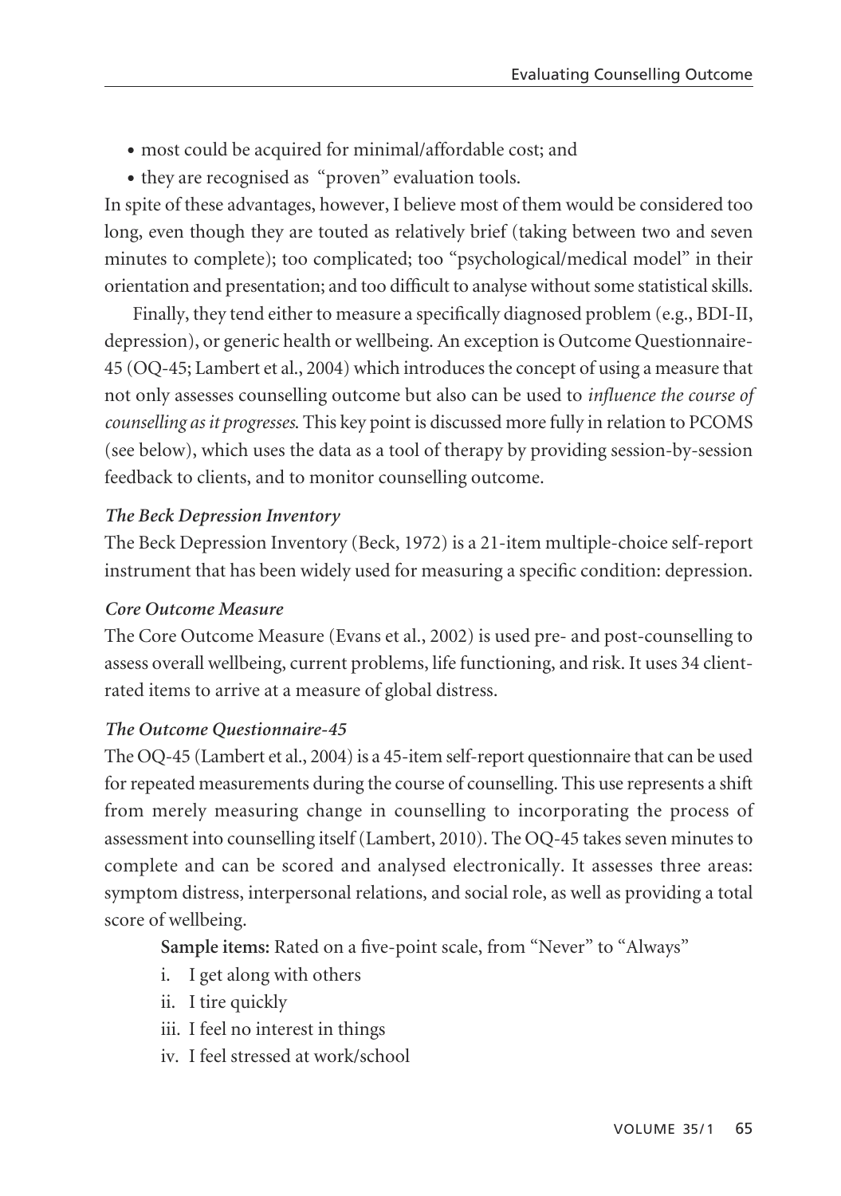- most could be acquired for minimal/affordable cost; and
- they are recognised as "proven" evaluation tools.

In spite of these advantages, however, I believe most of them would be considered too long, even though they are touted as relatively brief (taking between two and seven minutes to complete); too complicated; too "psychological/medical model" in their orientation and presentation; and too difficult to analyse without some statistical skills.

Finally, they tend either to measure a specifically diagnosed problem (e.g., BDI-II, depression), or generic health or wellbeing. An exception is Outcome Questionnaire-45 (OQ-45; Lambert et al., 2004) which introduces the concept of using a measure that not only assesses counselling outcome but also can be used to *influence the course of counselling as it progresses*. This key point is discussed more fully in relation to PCOMS (see below), which uses the data as a tool of therapy by providing session-by-session feedback to clients, and to monitor counselling outcome.

***The Beck Depression Inventory***

The Beck Depression Inventory (Beck, 1972) is a 21-item multiple-choice self-report instrument that has been widely used for measuring a specific condition: depression.

***Core Outcome Measure***

The Core Outcome Measure (Evans et al., 2002) is used pre- and post-counselling to assess overall wellbeing, current problems, life functioning, and risk. It uses 34 client-rated items to arrive at a measure of global distress.

***The Outcome Questionnaire-45***

The OQ-45 (Lambert et al., 2004) is a 45-item self-report questionnaire that can be used for repeated measurements during the course of counselling. This use represents a shift from merely measuring change in counselling to incorporating the process of assessment into counselling itself (Lambert, 2010). The OQ-45 takes seven minutes to complete and can be scored and analysed electronically. It assesses three areas: symptom distress, interpersonal relations, and social role, as well as providing a total score of wellbeing.

**Sample items:** Rated on a five-point scale, from "Never" to "Always"

i. I get along with others
ii. I tire quickly
iii. I feel no interest in things
iv. I feel stressed at work/school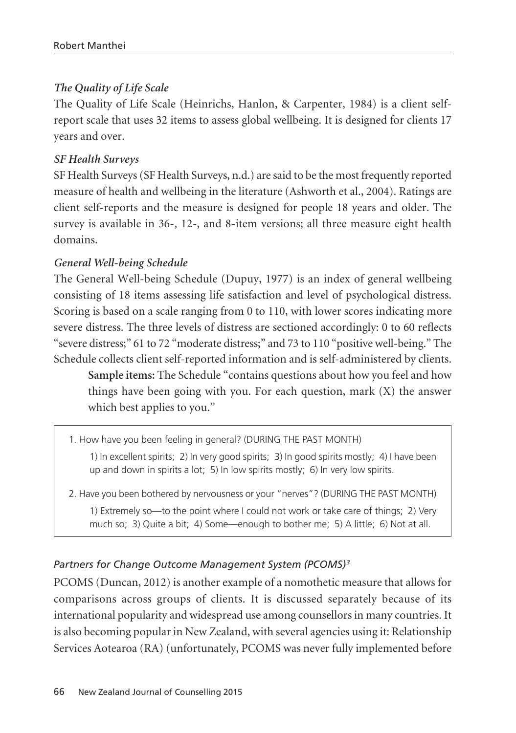### *The Quality of Life Scale*

The Quality of Life Scale (Heinrichs, Hanlon, & Carpenter, 1984) is a client self-report scale that uses 32 items to assess global wellbeing. It is designed for clients 17 years and over.

### *SF Health Surveys*

SF Health Surveys (SF Health Surveys, n.d.) are said to be the most frequently reported measure of health and wellbeing in the literature (Ashworth et al., 2004). Ratings are client self-reports and the measure is designed for people 18 years and older. The survey is available in 36-, 12-, and 8-item versions; all three measure eight health domains.

### *General Well-being Schedule*

The General Well-being Schedule (Dupuy, 1977) is an index of general wellbeing consisting of 18 items assessing life satisfaction and level of psychological distress. Scoring is based on a scale ranging from 0 to 110, with lower scores indicating more severe distress. The three levels of distress are sectioned accordingly: 0 to 60 reflects "severe distress;" 61 to 72 "moderate distress;" and 73 to 110 "positive well-being." The Schedule collects client self-reported information and is self-administered by clients.

> **Sample items:** The Schedule "contains questions about how you feel and how things have been going with you. For each question, mark (X) the answer which best applies to you."

1. How have you been feeling in general? (DURING THE PAST MONTH)

   1) In excellent spirits; 2) In very good spirits; 3) In good spirits mostly; 4) I have been up and down in spirits a lot; 5) In low spirits mostly; 6) In very low spirits.

2. Have you been bothered by nervousness or your "nerves"? (DURING THE PAST MONTH)

   1) Extremely so—to the point where I could not work or take care of things; 2) Very much so; 3) Quite a bit; 4) Some—enough to bother me; 5) A little; 6) Not at all.

### *Partners for Change Outcome Management System (PCOMS)[3]*

PCOMS (Duncan, 2012) is another example of a nomothetic measure that allows for comparisons across groups of clients. It is discussed separately because of its international popularity and widespread use among counsellors in many countries. It is also becoming popular in New Zealand, with several agencies using it: Relationship Services Aotearoa (RA) (unfortunately, PCOMS was never fully implemented before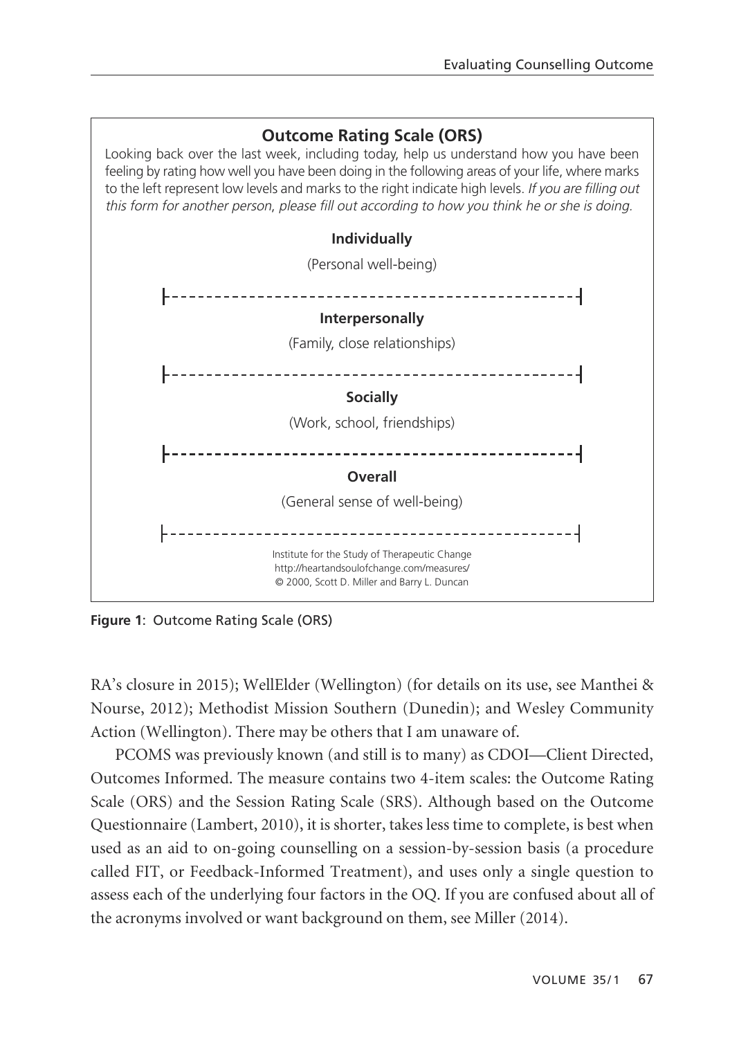**Outcome Rating Scale (ORS)**

Looking back over the last week, including today, help us understand how you have been feeling by rating how well you have been doing in the following areas of your life, where marks to the left represent low levels and marks to the right indicate high levels. *If you are filling out this form for another person, please fill out according to how you think he or she is doing.*

**Individually**

(Personal well-being)

|-----------------------------------------------|

**Interpersonally**

(Family, close relationships)

|-----------------------------------------------|

**Socially**

(Work, school, friendships)

|-----------------------------------------------|

**Overall**

(General sense of well-being)

|-----------------------------------------------|

Institute for the Study of Therapeutic Change
http://heartandsoulofchange.com/measures/
© 2000, Scott D. Miller and Barry L. Duncan

**Figure 1**: Outcome Rating Scale (ORS)

RA's closure in 2015); WellElder (Wellington) (for details on its use, see Manthei & Nourse, 2012); Methodist Mission Southern (Dunedin); and Wesley Community Action (Wellington). There may be others that I am unaware of.

PCOMS was previously known (and still is to many) as CDOI—Client Directed, Outcomes Informed. The measure contains two 4-item scales: the Outcome Rating Scale (ORS) and the Session Rating Scale (SRS). Although based on the Outcome Questionnaire (Lambert, 2010), it is shorter, takes less time to complete, is best when used as an aid to on-going counselling on a session-by-session basis (a procedure called FIT, or Feedback-Informed Treatment), and uses only a single question to assess each of the underlying four factors in the OQ. If you are confused about all of the acronyms involved or want background on them, see Miller (2014).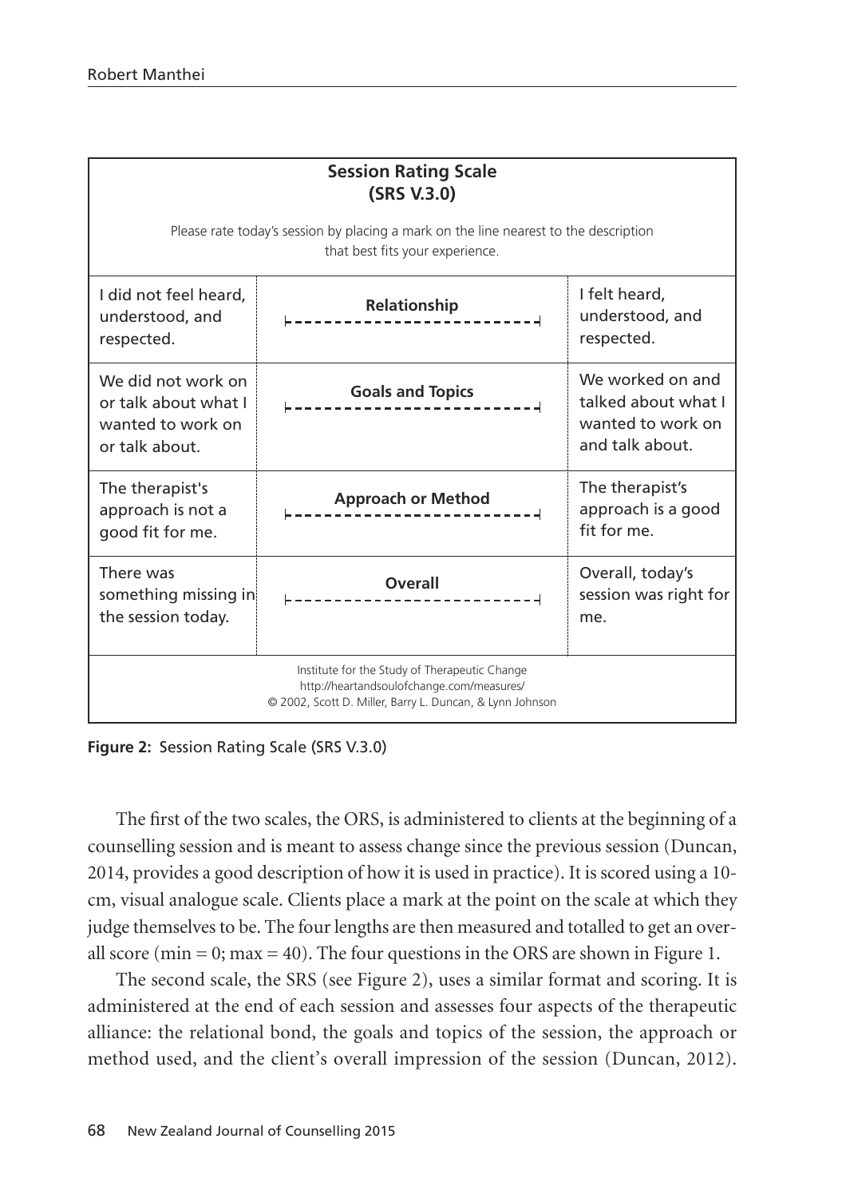| Session Rating Scale (SRS V.3.0) | | |
|---|---|---|
| Please rate today's session by placing a mark on the line nearest to the description that best fits your experience. | | |
| I did not feel heard, understood, and respected. | **Relationship** | I felt heard, understood, and respected. |
| We did not work on or talk about what I wanted to work on or talk about. | **Goals and Topics** | We worked on and talked about what I wanted to work on and talk about. |
| The therapist's approach is not a good fit for me. | **Approach or Method** | The therapist's approach is a good fit for me. |
| There was something missing in the session today. | **Overall** | Overall, today's session was right for me. |
| Institute for the Study of Therapeutic Change http://heartandsoulofchange.com/measures/ © 2002, Scott D. Miller, Barry L. Duncan, & Lynn Johnson | | |

**Figure 2:** Session Rating Scale (SRS V.3.0)

The first of the two scales, the ORS, is administered to clients at the beginning of a counselling session and is meant to assess change since the previous session (Duncan, 2014, provides a good description of how it is used in practice). It is scored using a 10-cm, visual analogue scale. Clients place a mark at the point on the scale at which they judge themselves to be. The four lengths are then measured and totalled to get an overall score (min = 0; max = 40). The four questions in the ORS are shown in Figure 1.

The second scale, the SRS (see Figure 2), uses a similar format and scoring. It is administered at the end of each session and assesses four aspects of the therapeutic alliance: the relational bond, the goals and topics of the session, the approach or method used, and the client's overall impression of the session (Duncan, 2012).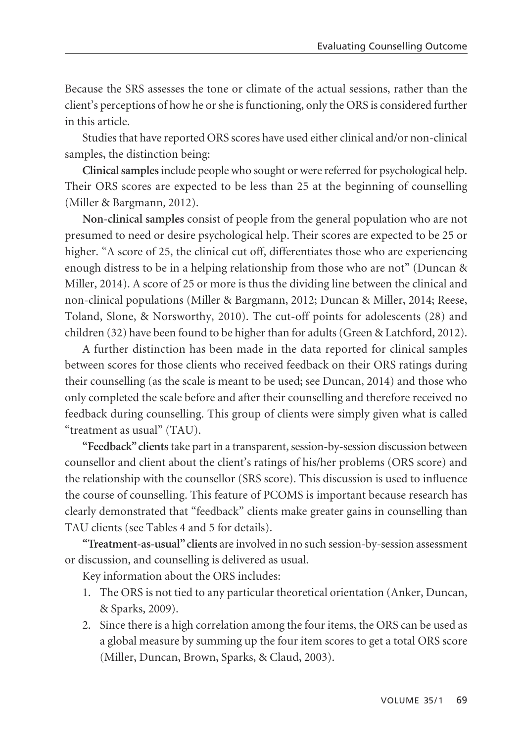Because the SRS assesses the tone or climate of the actual sessions, rather than the client's perceptions of how he or she is functioning, only the ORS is considered further in this article.

Studies that have reported ORS scores have used either clinical and/or non-clinical samples, the distinction being:

**Clinical samples** include people who sought or were referred for psychological help. Their ORS scores are expected to be less than 25 at the beginning of counselling (Miller & Bargmann, 2012).

**Non-clinical samples** consist of people from the general population who are not presumed to need or desire psychological help. Their scores are expected to be 25 or higher. "A score of 25, the clinical cut off, differentiates those who are experiencing enough distress to be in a helping relationship from those who are not" (Duncan & Miller, 2014). A score of 25 or more is thus the dividing line between the clinical and non-clinical populations (Miller & Bargmann, 2012; Duncan & Miller, 2014; Reese, Toland, Slone, & Norsworthy, 2010). The cut-off points for adolescents (28) and children (32) have been found to be higher than for adults (Green & Latchford, 2012).

A further distinction has been made in the data reported for clinical samples between scores for those clients who received feedback on their ORS ratings during their counselling (as the scale is meant to be used; see Duncan, 2014) and those who only completed the scale before and after their counselling and therefore received no feedback during counselling. This group of clients were simply given what is called "treatment as usual" (TAU).

**"Feedback" clients** take part in a transparent, session-by-session discussion between counsellor and client about the client's ratings of his/her problems (ORS score) and the relationship with the counsellor (SRS score). This discussion is used to influence the course of counselling. This feature of PCOMS is important because research has clearly demonstrated that "feedback" clients make greater gains in counselling than TAU clients (see Tables 4 and 5 for details).

**"Treatment-as-usual" clients** are involved in no such session-by-session assessment or discussion, and counselling is delivered as usual.

Key information about the ORS includes:

1. The ORS is not tied to any particular theoretical orientation (Anker, Duncan, & Sparks, 2009).
2. Since there is a high correlation among the four items, the ORS can be used as a global measure by summing up the four item scores to get a total ORS score (Miller, Duncan, Brown, Sparks, & Claud, 2003).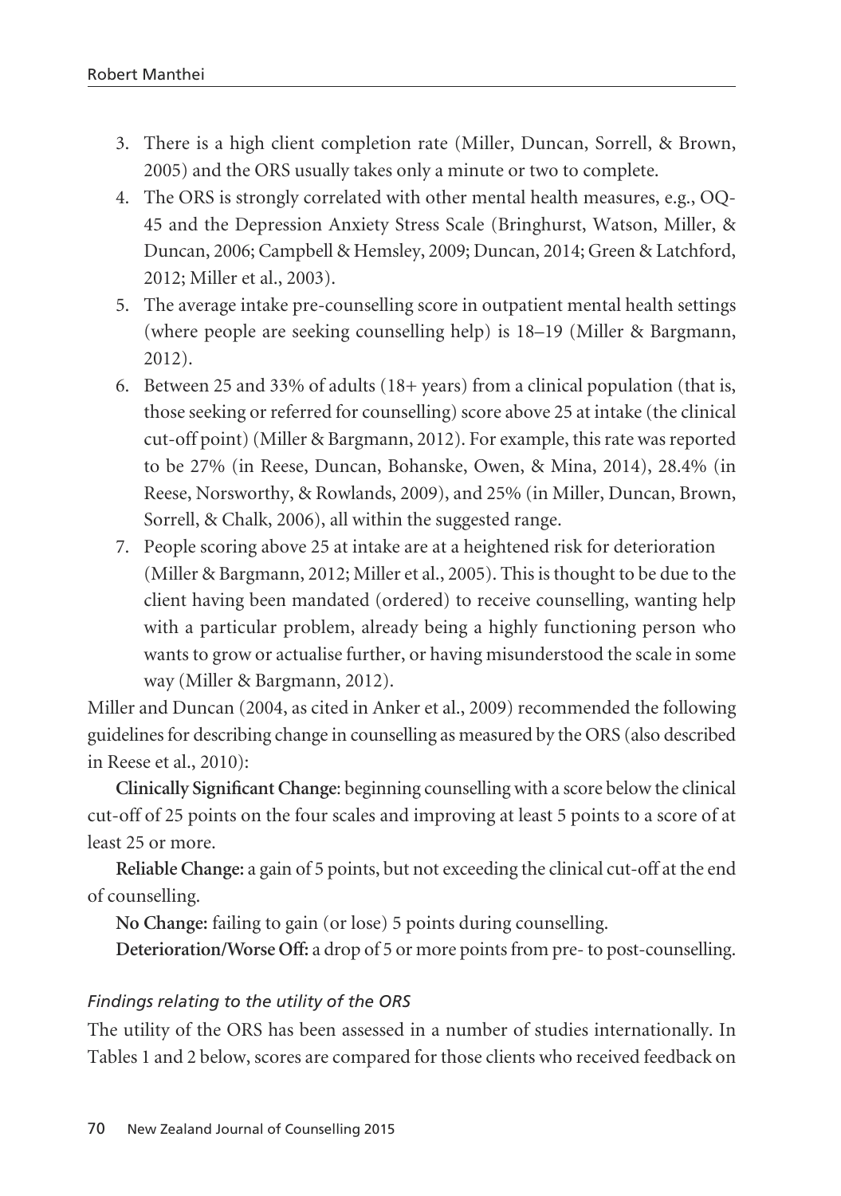3. There is a high client completion rate (Miller, Duncan, Sorrell, & Brown, 2005) and the ORS usually takes only a minute or two to complete.
4. The ORS is strongly correlated with other mental health measures, e.g., OQ-45 and the Depression Anxiety Stress Scale (Bringhurst, Watson, Miller, & Duncan, 2006; Campbell & Hemsley, 2009; Duncan, 2014; Green & Latchford, 2012; Miller et al., 2003).
5. The average intake pre-counselling score in outpatient mental health settings (where people are seeking counselling help) is 18–19 (Miller & Bargmann, 2012).
6. Between 25 and 33% of adults (18+ years) from a clinical population (that is, those seeking or referred for counselling) score above 25 at intake (the clinical cut-off point) (Miller & Bargmann, 2012). For example, this rate was reported to be 27% (in Reese, Duncan, Bohanske, Owen, & Mina, 2014), 28.4% (in Reese, Norsworthy, & Rowlands, 2009), and 25% (in Miller, Duncan, Brown, Sorrell, & Chalk, 2006), all within the suggested range.
7. People scoring above 25 at intake are at a heightened risk for deterioration (Miller & Bargmann, 2012; Miller et al., 2005). This is thought to be due to the client having been mandated (ordered) to receive counselling, wanting help with a particular problem, already being a highly functioning person who wants to grow or actualise further, or having misunderstood the scale in some way (Miller & Bargmann, 2012).

Miller and Duncan (2004, as cited in Anker et al., 2009) recommended the following guidelines for describing change in counselling as measured by the ORS (also described in Reese et al., 2010):

**Clinically Significant Change**: beginning counselling with a score below the clinical cut-off of 25 points on the four scales and improving at least 5 points to a score of at least 25 or more.

**Reliable Change:** a gain of 5 points, but not exceeding the clinical cut-off at the end of counselling.

**No Change:** failing to gain (or lose) 5 points during counselling.

**Deterioration/Worse Off:** a drop of 5 or more points from pre- to post-counselling.

*Findings relating to the utility of the ORS*

The utility of the ORS has been assessed in a number of studies internationally. In Tables 1 and 2 below, scores are compared for those clients who received feedback on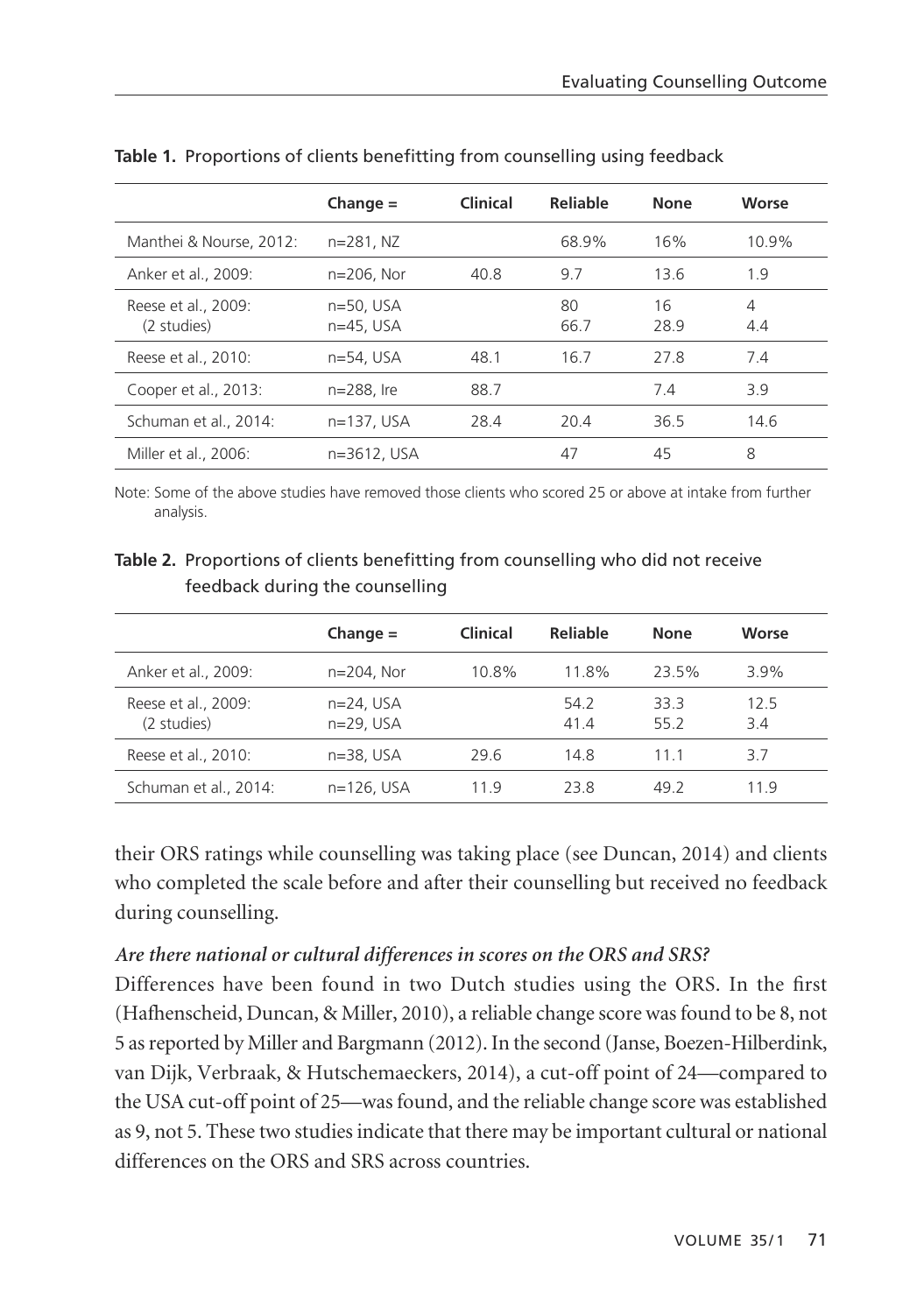**Table 1.** Proportions of clients benefitting from counselling using feedback

| | Change = | Clinical | Reliable | None | Worse |
|---|---|---|---|---|---|
| Manthei & Nourse, 2012: | n=281, NZ | | 68.9% | 16% | 10.9% |
| Anker et al., 2009: | n=206, Nor | 40.8 | 9.7 | 13.6 | 1.9 |
| Reese et al., 2009: (2 studies) | n=50, USA n=45, USA | | 80 66.7 | 16 28.9 | 4 4.4 |
| Reese et al., 2010: | n=54, USA | 48.1 | 16.7 | 27.8 | 7.4 |
| Cooper et al., 2013: | n=288, Ire | 88.7 | | 7.4 | 3.9 |
| Schuman et al., 2014: | n=137, USA | 28.4 | 20.4 | 36.5 | 14.6 |
| Miller et al., 2006: | n=3612, USA | | 47 | 45 | 8 |

Note: Some of the above studies have removed those clients who scored 25 or above at intake from further analysis.

**Table 2.** Proportions of clients benefitting from counselling who did not receive feedback during the counselling

| | Change = | Clinical | Reliable | None | Worse |
|---|---|---|---|---|---|
| Anker et al., 2009: | n=204, Nor | 10.8% | 11.8% | 23.5% | 3.9% |
| Reese et al., 2009: (2 studies) | n=24, USA n=29, USA | | 54.2 41.4 | 33.3 55.2 | 12.5 3.4 |
| Reese et al., 2010: | n=38, USA | 29.6 | 14.8 | 11.1 | 3.7 |
| Schuman et al., 2014: | n=126, USA | 11.9 | 23.8 | 49.2 | 11.9 |

their ORS ratings while counselling was taking place (see Duncan, 2014) and clients who completed the scale before and after their counselling but received no feedback during counselling.

***Are there national or cultural differences in scores on the ORS and SRS?***

Differences have been found in two Dutch studies using the ORS. In the first (Hafhenscheid, Duncan, & Miller, 2010), a reliable change score was found to be 8, not 5 as reported by Miller and Bargmann (2012). In the second (Janse, Boezen-Hilberdink, van Dijk, Verbraak, & Hutschemaeckers, 2014), a cut-off point of 24—compared to the USA cut-off point of 25—was found, and the reliable change score was established as 9, not 5. These two studies indicate that there may be important cultural or national differences on the ORS and SRS across countries.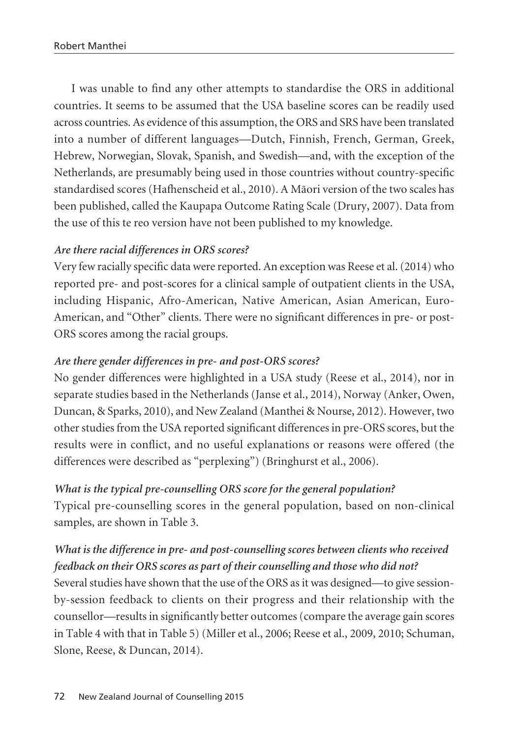I was unable to find any other attempts to standardise the ORS in additional countries. It seems to be assumed that the USA baseline scores can be readily used across countries. As evidence of this assumption, the ORS and SRS have been translated into a number of different languages—Dutch, Finnish, French, German, Greek, Hebrew, Norwegian, Slovak, Spanish, and Swedish—and, with the exception of the Netherlands, are presumably being used in those countries without country-specific standardised scores (Hafhenscheid et al., 2010). A Māori version of the two scales has been published, called the Kaupapa Outcome Rating Scale (Drury, 2007). Data from the use of this te reo version have not been published to my knowledge.

***Are there racial differences in ORS scores?***

Very few racially specific data were reported. An exception was Reese et al. (2014) who reported pre- and post-scores for a clinical sample of outpatient clients in the USA, including Hispanic, Afro-American, Native American, Asian American, Euro-American, and "Other" clients. There were no significant differences in pre- or post-ORS scores among the racial groups.

***Are there gender differences in pre- and post-ORS scores?***

No gender differences were highlighted in a USA study (Reese et al., 2014), nor in separate studies based in the Netherlands (Janse et al., 2014), Norway (Anker, Owen, Duncan, & Sparks, 2010), and New Zealand (Manthei & Nourse, 2012). However, two other studies from the USA reported significant differences in pre-ORS scores, but the results were in conflict, and no useful explanations or reasons were offered (the differences were described as "perplexing") (Bringhurst et al., 2006).

***What is the typical pre-counselling ORS score for the general population?***

Typical pre-counselling scores in the general population, based on non-clinical samples, are shown in Table 3.

***What is the difference in pre- and post-counselling scores between clients who received feedback on their ORS scores as part of their counselling and those who did not?***

Several studies have shown that the use of the ORS as it was designed—to give session-by-session feedback to clients on their progress and their relationship with the counsellor—results in significantly better outcomes (compare the average gain scores in Table 4 with that in Table 5) (Miller et al., 2006; Reese et al., 2009, 2010; Schuman, Slone, Reese, & Duncan, 2014).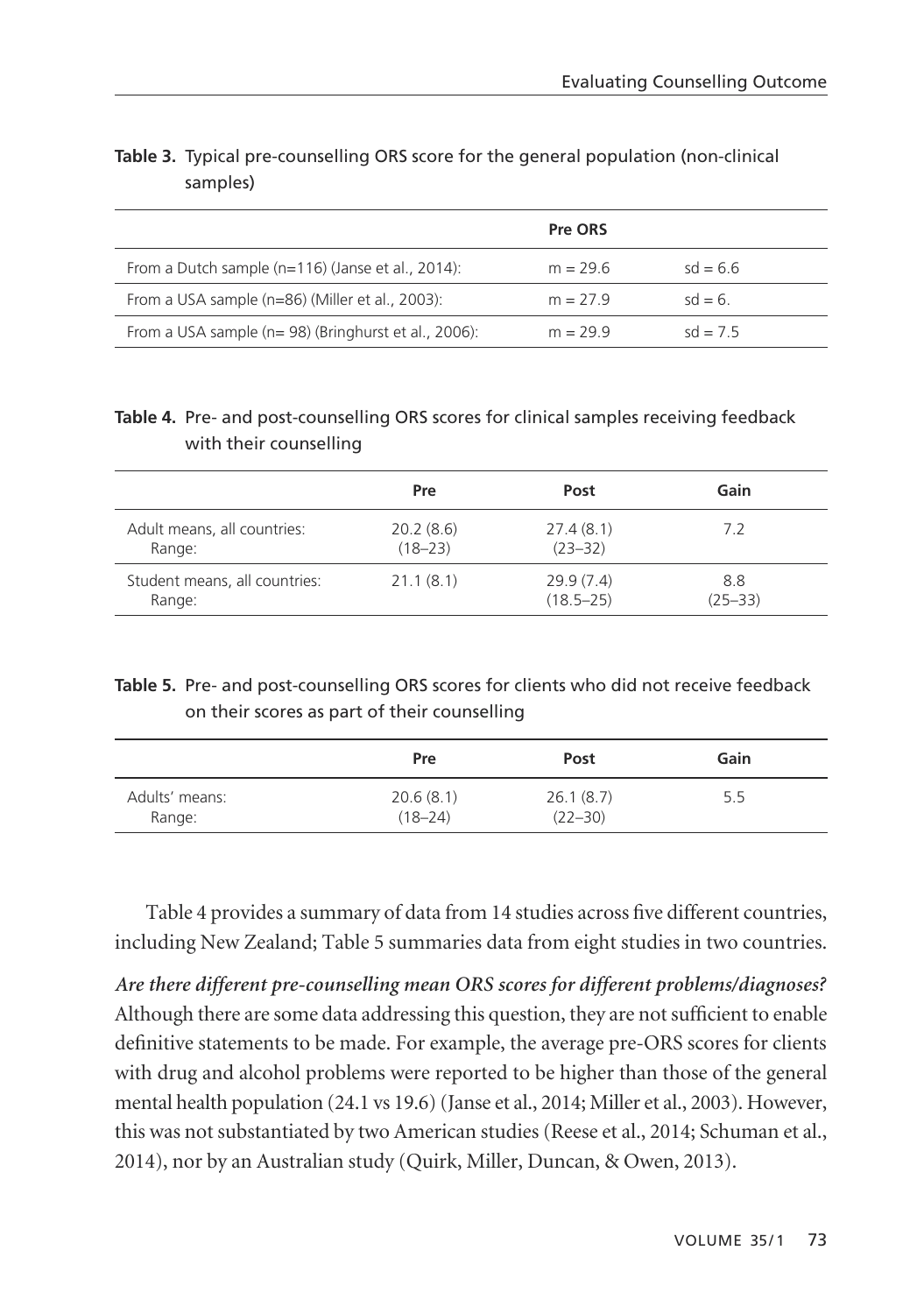**Table 3.** Typical pre-counselling ORS score for the general population (non-clinical samples)

| | Pre ORS | |
|---|---|---|
| From a Dutch sample (n=116) (Janse et al., 2014): | m = 29.6 | sd = 6.6 |
| From a USA sample (n=86) (Miller et al., 2003): | m = 27.9 | sd = 6. |
| From a USA sample (n= 98) (Bringhurst et al., 2006): | m = 29.9 | sd = 7.5 |

**Table 4.** Pre- and post-counselling ORS scores for clinical samples receiving feedback with their counselling

| | Pre | Post | Gain |
|---|---|---|---|
| Adult means, all countries:<br>Range: | 20.2 (8.6)<br>(18–23) | 27.4 (8.1)<br>(23–32) | 7.2 |
| Student means, all countries:<br>Range: | 21.1 (8.1) | 29.9 (7.4)<br>(18.5–25) | 8.8<br>(25–33) |

**Table 5.** Pre- and post-counselling ORS scores for clients who did not receive feedback on their scores as part of their counselling

| | Pre | Post | Gain |
|---|---|---|---|
| Adults' means:<br>Range: | 20.6 (8.1)<br>(18–24) | 26.1 (8.7)<br>(22–30) | 5.5 |

Table 4 provides a summary of data from 14 studies across five different countries, including New Zealand; Table 5 summaries data from eight studies in two countries.

***Are there different pre-counselling mean ORS scores for different problems/diagnoses?*** Although there are some data addressing this question, they are not sufficient to enable definitive statements to be made. For example, the average pre-ORS scores for clients with drug and alcohol problems were reported to be higher than those of the general mental health population (24.1 vs 19.6) (Janse et al., 2014; Miller et al., 2003). However, this was not substantiated by two American studies (Reese et al., 2014; Schuman et al., 2014), nor by an Australian study (Quirk, Miller, Duncan, & Owen, 2013).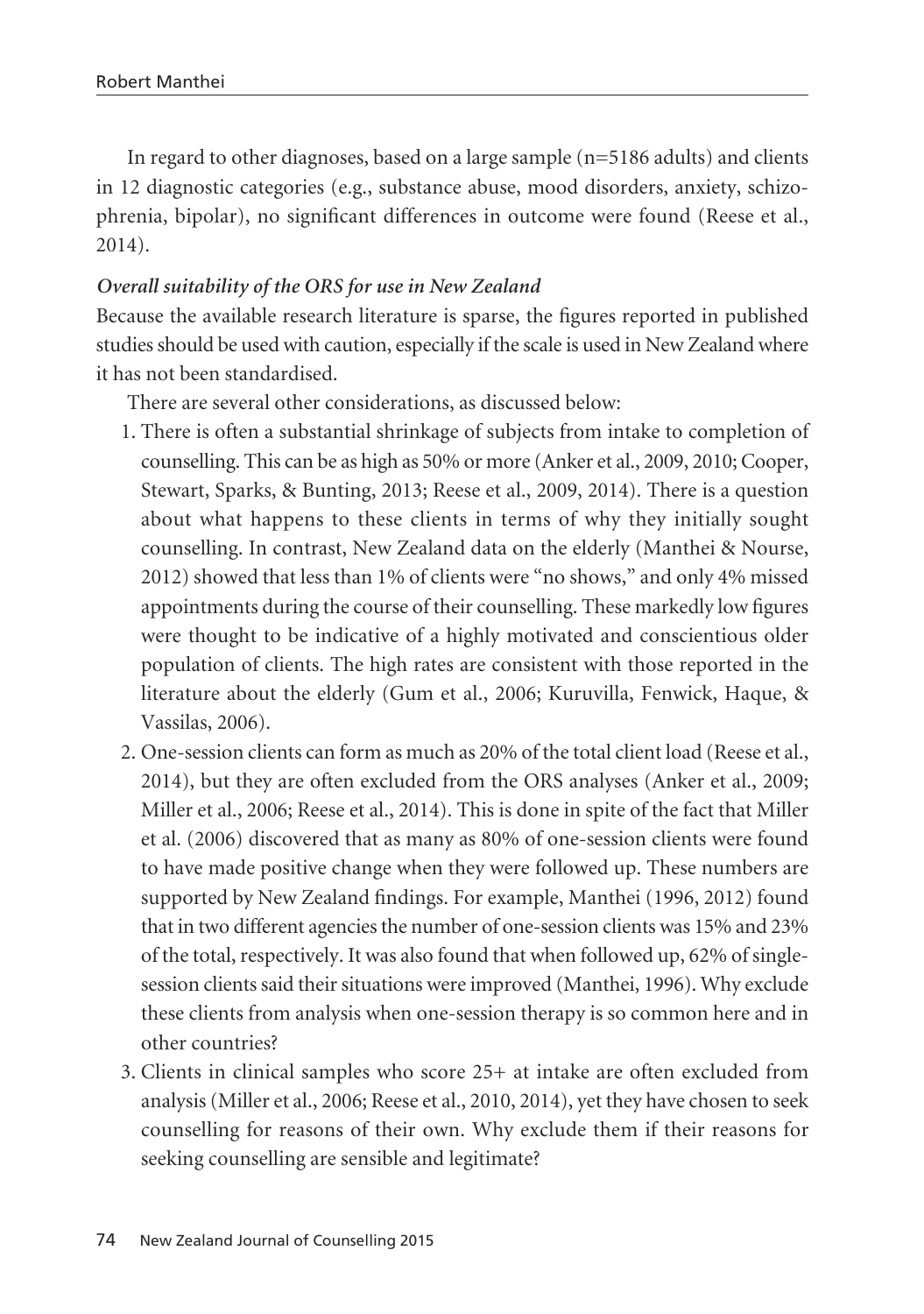In regard to other diagnoses, based on a large sample (n=5186 adults) and clients in 12 diagnostic categories (e.g., substance abuse, mood disorders, anxiety, schizophrenia, bipolar), no significant differences in outcome were found (Reese et al., 2014).

*Overall suitability of the ORS for use in New Zealand*

Because the available research literature is sparse, the figures reported in published studies should be used with caution, especially if the scale is used in New Zealand where it has not been standardised.

There are several other considerations, as discussed below:

1. There is often a substantial shrinkage of subjects from intake to completion of counselling. This can be as high as 50% or more (Anker et al., 2009, 2010; Cooper, Stewart, Sparks, & Bunting, 2013; Reese et al., 2009, 2014). There is a question about what happens to these clients in terms of why they initially sought counselling. In contrast, New Zealand data on the elderly (Manthei & Nourse, 2012) showed that less than 1% of clients were "no shows," and only 4% missed appointments during the course of their counselling. These markedly low figures were thought to be indicative of a highly motivated and conscientious older population of clients. The high rates are consistent with those reported in the literature about the elderly (Gum et al., 2006; Kuruvilla, Fenwick, Haque, & Vassilas, 2006).
2. One-session clients can form as much as 20% of the total client load (Reese et al., 2014), but they are often excluded from the ORS analyses (Anker et al., 2009; Miller et al., 2006; Reese et al., 2014). This is done in spite of the fact that Miller et al. (2006) discovered that as many as 80% of one-session clients were found to have made positive change when they were followed up. These numbers are supported by New Zealand findings. For example, Manthei (1996, 2012) found that in two different agencies the number of one-session clients was 15% and 23% of the total, respectively. It was also found that when followed up, 62% of single-session clients said their situations were improved (Manthei, 1996). Why exclude these clients from analysis when one-session therapy is so common here and in other countries?
3. Clients in clinical samples who score 25+ at intake are often excluded from analysis (Miller et al., 2006; Reese et al., 2010, 2014), yet they have chosen to seek counselling for reasons of their own. Why exclude them if their reasons for seeking counselling are sensible and legitimate?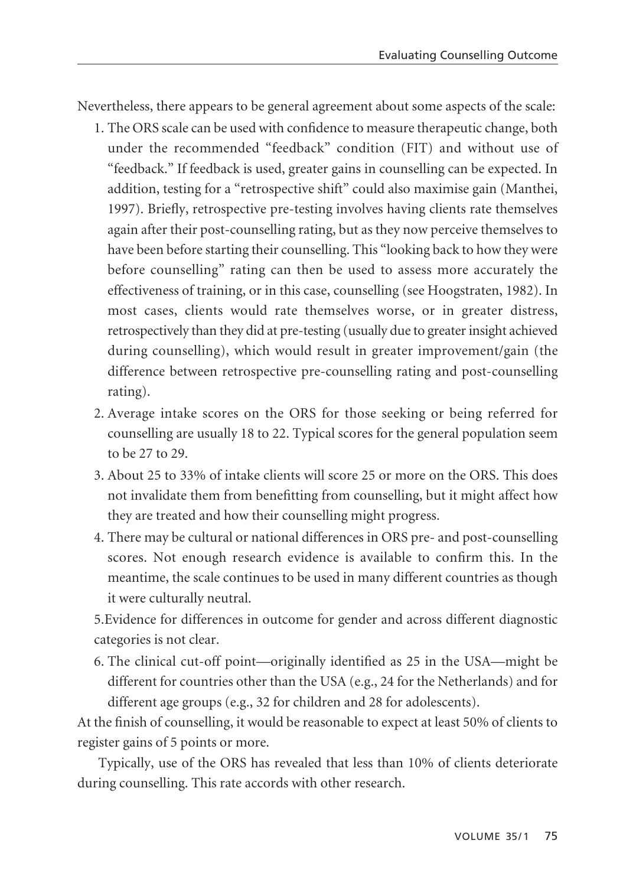Nevertheless, there appears to be general agreement about some aspects of the scale:

1. The ORS scale can be used with confidence to measure therapeutic change, both under the recommended "feedback" condition (FIT) and without use of "feedback." If feedback is used, greater gains in counselling can be expected. In addition, testing for a "retrospective shift" could also maximise gain (Manthei, 1997). Briefly, retrospective pre-testing involves having clients rate themselves again after their post-counselling rating, but as they now perceive themselves to have been before starting their counselling. This "looking back to how they were before counselling" rating can then be used to assess more accurately the effectiveness of training, or in this case, counselling (see Hoogstraten, 1982). In most cases, clients would rate themselves worse, or in greater distress, retrospectively than they did at pre-testing (usually due to greater insight achieved during counselling), which would result in greater improvement/gain (the difference between retrospective pre-counselling rating and post-counselling rating).
2. Average intake scores on the ORS for those seeking or being referred for counselling are usually 18 to 22. Typical scores for the general population seem to be 27 to 29.
3. About 25 to 33% of intake clients will score 25 or more on the ORS. This does not invalidate them from benefitting from counselling, but it might affect how they are treated and how their counselling might progress.
4. There may be cultural or national differences in ORS pre- and post-counselling scores. Not enough research evidence is available to confirm this. In the meantime, the scale continues to be used in many different countries as though it were culturally neutral.
5. Evidence for differences in outcome for gender and across different diagnostic categories is not clear.
6. The clinical cut-off point—originally identified as 25 in the USA—might be different for countries other than the USA (e.g., 24 for the Netherlands) and for different age groups (e.g., 32 for children and 28 for adolescents).

At the finish of counselling, it would be reasonable to expect at least 50% of clients to register gains of 5 points or more.

Typically, use of the ORS has revealed that less than 10% of clients deteriorate during counselling. This rate accords with other research.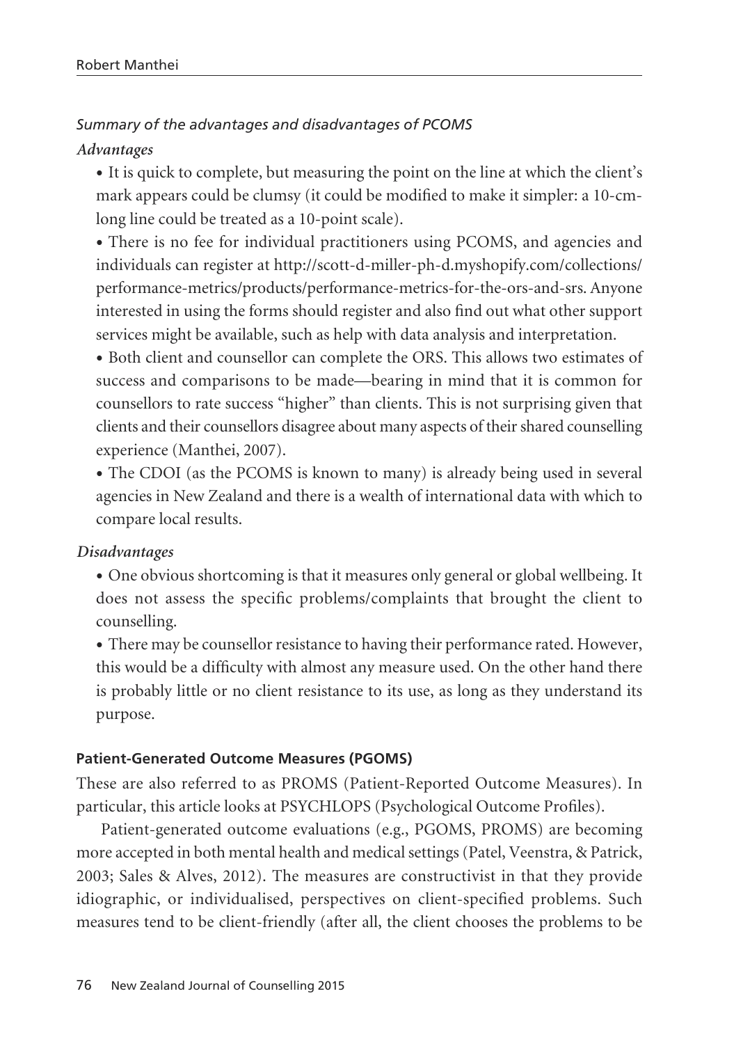*Summary of the advantages and disadvantages of PCOMS*

***Advantages***

- It is quick to complete, but measuring the point on the line at which the client's mark appears could be clumsy (it could be modified to make it simpler: a 10-cm-long line could be treated as a 10-point scale).
- There is no fee for individual practitioners using PCOMS, and agencies and individuals can register at http://scott-d-miller-ph-d.myshopify.com/collections/performance-metrics/products/performance-metrics-for-the-ors-and-srs. Anyone interested in using the forms should register and also find out what other support services might be available, such as help with data analysis and interpretation.
- Both client and counsellor can complete the ORS. This allows two estimates of success and comparisons to be made—bearing in mind that it is common for counsellors to rate success "higher" than clients. This is not surprising given that clients and their counsellors disagree about many aspects of their shared counselling experience (Manthei, 2007).
- The CDOI (as the PCOMS is known to many) is already being used in several agencies in New Zealand and there is a wealth of international data with which to compare local results.

***Disadvantages***

- One obvious shortcoming is that it measures only general or global wellbeing. It does not assess the specific problems/complaints that brought the client to counselling.
- There may be counsellor resistance to having their performance rated. However, this would be a difficulty with almost any measure used. On the other hand there is probably little or no client resistance to its use, as long as they understand its purpose.

**Patient-Generated Outcome Measures (PGOMS)**

These are also referred to as PROMS (Patient-Reported Outcome Measures). In particular, this article looks at PSYCHLOPS (Psychological Outcome Profiles).

Patient-generated outcome evaluations (e.g., PGOMS, PROMS) are becoming more accepted in both mental health and medical settings (Patel, Veenstra, & Patrick, 2003; Sales & Alves, 2012). The measures are constructivist in that they provide idiographic, or individualised, perspectives on client-specified problems. Such measures tend to be client-friendly (after all, the client chooses the problems to be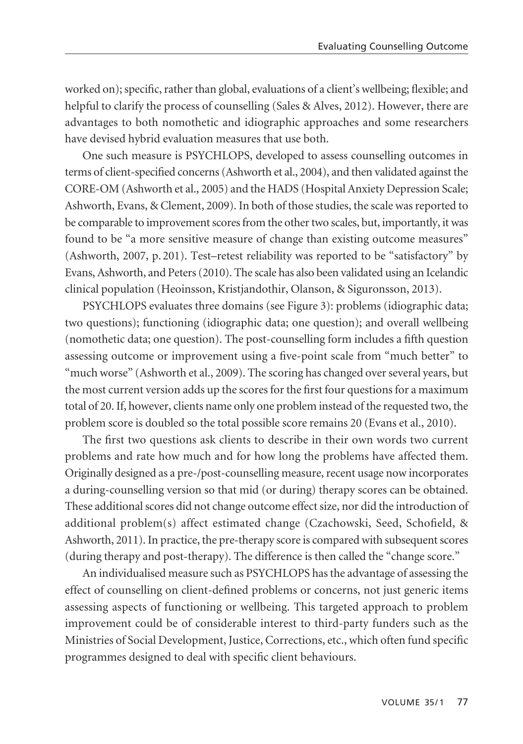worked on); specific, rather than global, evaluations of a client's wellbeing; flexible; and helpful to clarify the process of counselling (Sales & Alves, 2012). However, there are advantages to both nomothetic and idiographic approaches and some researchers have devised hybrid evaluation measures that use both.

One such measure is PSYCHLOPS, developed to assess counselling outcomes in terms of client-specified concerns (Ashworth et al., 2004), and then validated against the CORE-OM (Ashworth et al., 2005) and the HADS (Hospital Anxiety Depression Scale; Ashworth, Evans, & Clement, 2009). In both of those studies, the scale was reported to be comparable to improvement scores from the other two scales, but, importantly, it was found to be "a more sensitive measure of change than existing outcome measures" (Ashworth, 2007, p. 201). Test–retest reliability was reported to be "satisfactory" by Evans, Ashworth, and Peters (2010). The scale has also been validated using an Icelandic clinical population (Heoinsson, Kristjandothir, Olanson, & Siguronsson, 2013).

PSYCHLOPS evaluates three domains (see Figure 3): problems (idiographic data; two questions); functioning (idiographic data; one question); and overall wellbeing (nomothetic data; one question). The post-counselling form includes a fifth question assessing outcome or improvement using a five-point scale from "much better" to "much worse" (Ashworth et al., 2009). The scoring has changed over several years, but the most current version adds up the scores for the first four questions for a maximum total of 20. If, however, clients name only one problem instead of the requested two, the problem score is doubled so the total possible score remains 20 (Evans et al., 2010).

The first two questions ask clients to describe in their own words two current problems and rate how much and for how long the problems have affected them. Originally designed as a pre-/post-counselling measure, recent usage now incorporates a during-counselling version so that mid (or during) therapy scores can be obtained. These additional scores did not change outcome effect size, nor did the introduction of additional problem(s) affect estimated change (Czachowski, Seed, Schofield, & Ashworth, 2011). In practice, the pre-therapy score is compared with subsequent scores (during therapy and post-therapy). The difference is then called the "change score."

An individualised measure such as PSYCHLOPS has the advantage of assessing the effect of counselling on client-defined problems or concerns, not just generic items assessing aspects of functioning or wellbeing. This targeted approach to problem improvement could be of considerable interest to third-party funders such as the Ministries of Social Development, Justice, Corrections, etc., which often fund specific programmes designed to deal with specific client behaviours.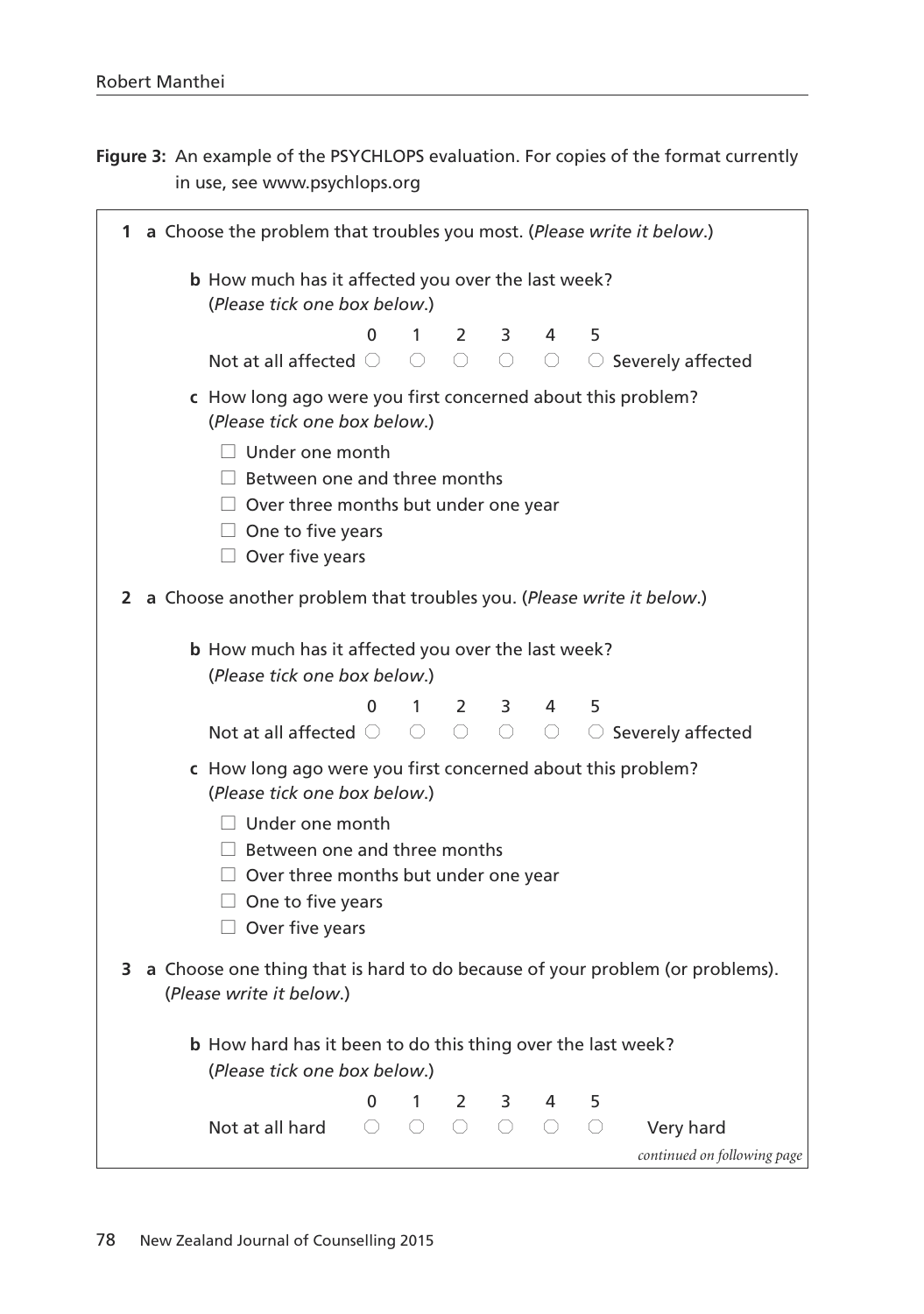**Figure 3:** An example of the PSYCHLOPS evaluation. For copies of the format currently in use, see www.psychlops.org

**1 a** Choose the problem that troubles you most. (*Please write it below.*)

**b** How much has it affected you over the last week? (*Please tick one box below.*)

| | 0 | 1 | 2 | 3 | 4 | 5 | |
|---|---|---|---|---|---|---|---|
| Not at all affected | ○ | ○ | ○ | ○ | ○ | ○ | Severely affected |

**c** How long ago were you first concerned about this problem? (*Please tick one box below.*)

- ☐ Under one month
- ☐ Between one and three months
- ☐ Over three months but under one year
- ☐ One to five years
- ☐ Over five years

**2 a** Choose another problem that troubles you. (*Please write it below.*)

**b** How much has it affected you over the last week? (*Please tick one box below.*)

| | 0 | 1 | 2 | 3 | 4 | 5 | |
|---|---|---|---|---|---|---|---|
| Not at all affected | ○ | ○ | ○ | ○ | ○ | ○ | Severely affected |

**c** How long ago were you first concerned about this problem? (*Please tick one box below.*)

- ☐ Under one month
- ☐ Between one and three months
- ☐ Over three months but under one year
- ☐ One to five years
- ☐ Over five years

**3 a** Choose one thing that is hard to do because of your problem (or problems). (*Please write it below.*)

**b** How hard has it been to do this thing over the last week? (*Please tick one box below.*)

| | 0 | 1 | 2 | 3 | 4 | 5 | |
|---|---|---|---|---|---|---|---|
| Not at all hard | ○ | ○ | ○ | ○ | ○ | ○ | Very hard |

*continued on following page*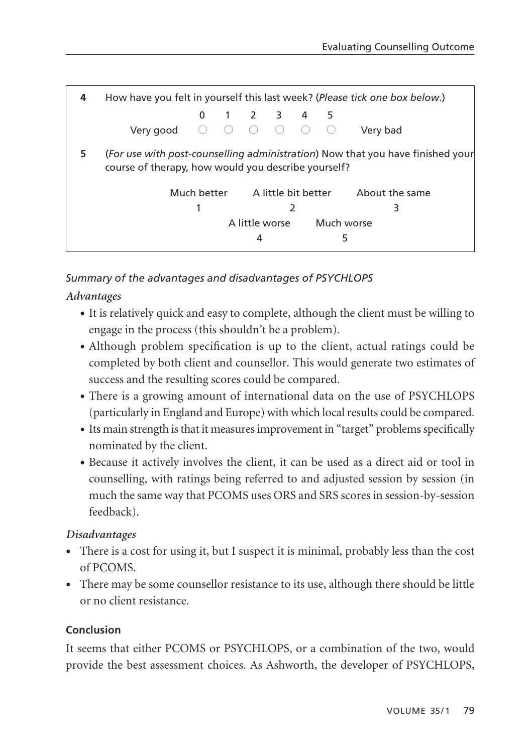**4** How have you felt in yourself this last week? (*Please tick one box below.*)

| | 0 | 1 | 2 | 3 | 4 | 5 | |
|---|---|---|---|---|---|---|---|
| Very good | ○ | ○ | ○ | ○ | ○ | ○ | Very bad |

**5** (*For use with post-counselling administration*) Now that you have finished your course of therapy, how would you describe yourself?

| Much better | A little bit better | About the same | A little worse | Much worse |
|---|---|---|---|---|
| 1 | 2 | 3 | 4 | 5 |

*Summary of the advantages and disadvantages of PSYCHLOPS*

*Advantages*

- It is relatively quick and easy to complete, although the client must be willing to engage in the process (this shouldn't be a problem).
- Although problem specification is up to the client, actual ratings could be completed by both client and counsellor. This would generate two estimates of success and the resulting scores could be compared.
- There is a growing amount of international data on the use of PSYCHLOPS (particularly in England and Europe) with which local results could be compared.
- Its main strength is that it measures improvement in "target" problems specifically nominated by the client.
- Because it actively involves the client, it can be used as a direct aid or tool in counselling, with ratings being referred to and adjusted session by session (in much the same way that PCOMS uses ORS and SRS scores in session-by-session feedback).

*Disadvantages*

- There is a cost for using it, but I suspect it is minimal, probably less than the cost of PCOMS.
- There may be some counsellor resistance to its use, although there should be little or no client resistance.

**Conclusion**

It seems that either PCOMS or PSYCHLOPS, or a combination of the two, would provide the best assessment choices. As Ashworth, the developer of PSYCHLOPS,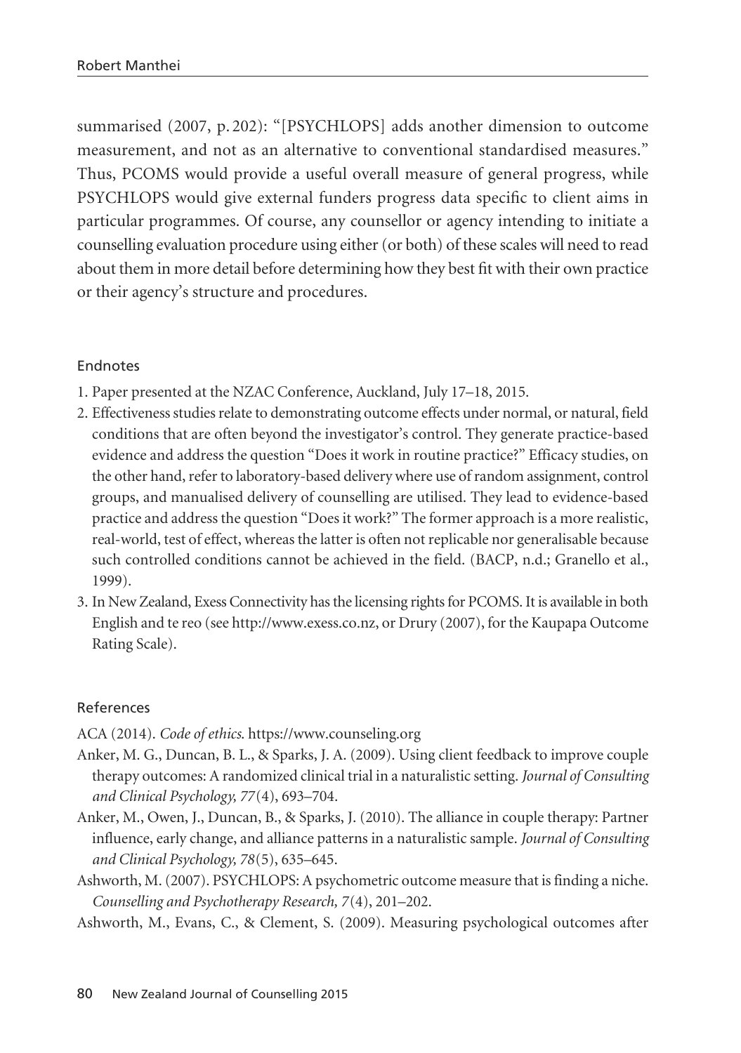summarised (2007, p. 202): "[PSYCHLOPS] adds another dimension to outcome measurement, and not as an alternative to conventional standardised measures." Thus, PCOMS would provide a useful overall measure of general progress, while PSYCHLOPS would give external funders progress data specific to client aims in particular programmes. Of course, any counsellor or agency intending to initiate a counselling evaluation procedure using either (or both) of these scales will need to read about them in more detail before determining how they best fit with their own practice or their agency's structure and procedures.

### Endnotes

1. Paper presented at the NZAC Conference, Auckland, July 17–18, 2015.
2. Effectiveness studies relate to demonstrating outcome effects under normal, or natural, field conditions that are often beyond the investigator's control. They generate practice-based evidence and address the question "Does it work in routine practice?" Efficacy studies, on the other hand, refer to laboratory-based delivery where use of random assignment, control groups, and manualised delivery of counselling are utilised. They lead to evidence-based practice and address the question "Does it work?" The former approach is a more realistic, real-world, test of effect, whereas the latter is often not replicable nor generalisable because such controlled conditions cannot be achieved in the field. (BACP, n.d.; Granello et al., 1999).
3. In New Zealand, Exess Connectivity has the licensing rights for PCOMS. It is available in both English and te reo (see http://www.exess.co.nz, or Drury (2007), for the Kaupapa Outcome Rating Scale).

### References

ACA (2014). *Code of ethics.* https://www.counseling.org

Anker, M. G., Duncan, B. L., & Sparks, J. A. (2009). Using client feedback to improve couple therapy outcomes: A randomized clinical trial in a naturalistic setting. *Journal of Consulting and Clinical Psychology, 77*(4), 693–704.

Anker, M., Owen, J., Duncan, B., & Sparks, J. (2010). The alliance in couple therapy: Partner influence, early change, and alliance patterns in a naturalistic sample. *Journal of Consulting and Clinical Psychology, 78*(5), 635–645.

Ashworth, M. (2007). PSYCHLOPS: A psychometric outcome measure that is finding a niche. *Counselling and Psychotherapy Research, 7*(4), 201–202.

Ashworth, M., Evans, C., & Clement, S. (2009). Measuring psychological outcomes after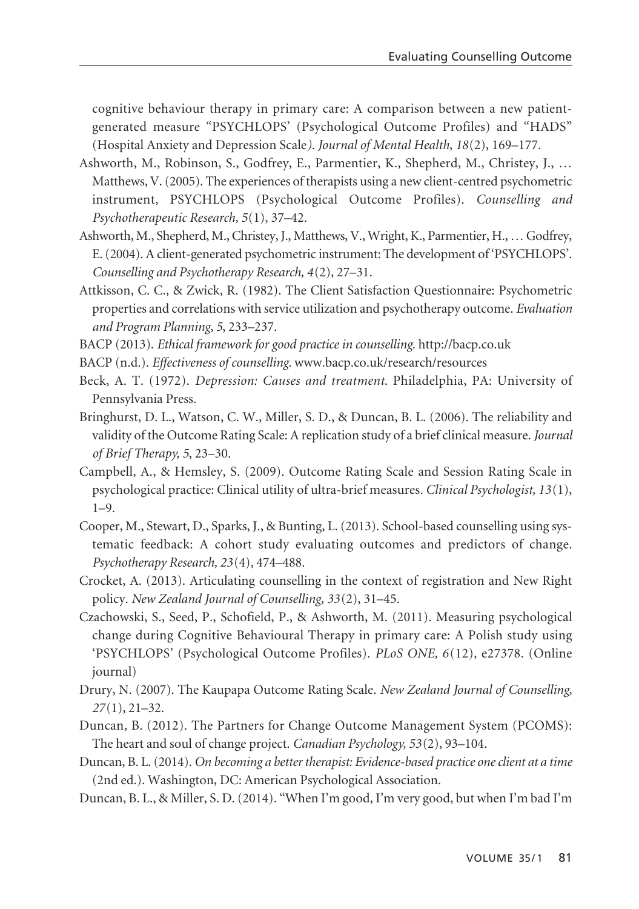cognitive behaviour therapy in primary care: A comparison between a new patient-generated measure "PSYCHLOPS' (Psychological Outcome Profiles) and "HADS" (Hospital Anxiety and Depression Scale). *Journal of Mental Health, 18*(2), 169–177.

Ashworth, M., Robinson, S., Godfrey, E., Parmentier, K., Shepherd, M., Christey, J., … Matthews, V. (2005). The experiences of therapists using a new client-centred psychometric instrument, PSYCHLOPS (Psychological Outcome Profiles). *Counselling and Psychotherapeutic Research, 5*(1), 37–42.

Ashworth, M., Shepherd, M., Christey, J., Matthews, V., Wright, K., Parmentier, H., … Godfrey, E. (2004). A client-generated psychometric instrument: The development of 'PSYCHLOPS'. *Counselling and Psychotherapy Research, 4*(2), 27–31.

Attkisson, C. C., & Zwick, R. (1982). The Client Satisfaction Questionnaire: Psychometric properties and correlations with service utilization and psychotherapy outcome. *Evaluation and Program Planning, 5*, 233–237.

BACP (2013). *Ethical framework for good practice in counselling*. http://bacp.co.uk

BACP (n.d.). *Effectiveness of counselling*. www.bacp.co.uk/research/resources

Beck, A. T. (1972). *Depression: Causes and treatment*. Philadelphia, PA: University of Pennsylvania Press.

Bringhurst, D. L., Watson, C. W., Miller, S. D., & Duncan, B. L. (2006). The reliability and validity of the Outcome Rating Scale: A replication study of a brief clinical measure. *Journal of Brief Therapy, 5*, 23–30.

Campbell, A., & Hemsley, S. (2009). Outcome Rating Scale and Session Rating Scale in psychological practice: Clinical utility of ultra-brief measures. *Clinical Psychologist, 13*(1), 1–9.

Cooper, M., Stewart, D., Sparks, J., & Bunting, L. (2013). School-based counselling using systematic feedback: A cohort study evaluating outcomes and predictors of change. *Psychotherapy Research, 23*(4), 474–488.

Crocket, A. (2013). Articulating counselling in the context of registration and New Right policy. *New Zealand Journal of Counselling, 33*(2), 31–45.

Czachowski, S., Seed, P., Schofield, P., & Ashworth, M. (2011). Measuring psychological change during Cognitive Behavioural Therapy in primary care: A Polish study using 'PSYCHLOPS' (Psychological Outcome Profiles). *PLoS ONE, 6*(12), e27378. (Online journal)

Drury, N. (2007). The Kaupapa Outcome Rating Scale. *New Zealand Journal of Counselling, 27*(1), 21–32.

Duncan, B. (2012). The Partners for Change Outcome Management System (PCOMS): The heart and soul of change project. *Canadian Psychology, 53*(2), 93–104.

Duncan, B. L. (2014). *On becoming a better therapist: Evidence-based practice one client at a time* (2nd ed.). Washington, DC: American Psychological Association.

Duncan, B. L., & Miller, S. D. (2014). "When I'm good, I'm very good, but when I'm bad I'm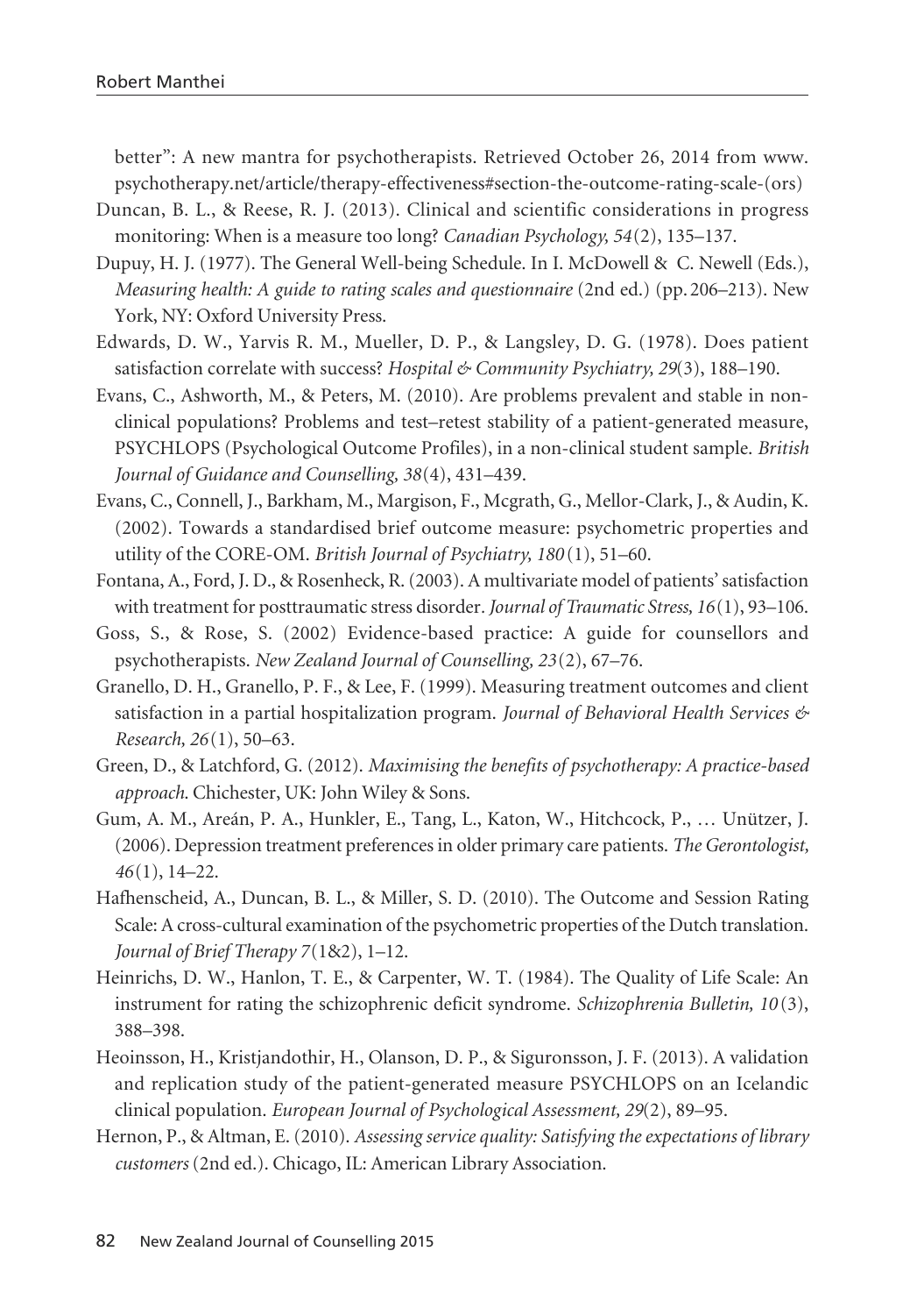better": A new mantra for psychotherapists. Retrieved October 26, 2014 from www.psychotherapy.net/article/therapy-effectiveness#section-the-outcome-rating-scale-(ors)

Duncan, B. L., & Reese, R. J. (2013). Clinical and scientific considerations in progress monitoring: When is a measure too long? *Canadian Psychology, 54*(2), 135–137.

Dupuy, H. J. (1977). The General Well-being Schedule. In I. McDowell & C. Newell (Eds.), *Measuring health: A guide to rating scales and questionnaire* (2nd ed.) (pp. 206–213). New York, NY: Oxford University Press.

Edwards, D. W., Yarvis R. M., Mueller, D. P., & Langsley, D. G. (1978). Does patient satisfaction correlate with success? *Hospital & Community Psychiatry, 29*(3), 188–190.

Evans, C., Ashworth, M., & Peters, M. (2010). Are problems prevalent and stable in non-clinical populations? Problems and test–retest stability of a patient-generated measure, PSYCHLOPS (Psychological Outcome Profiles), in a non-clinical student sample. *British Journal of Guidance and Counselling, 38*(4), 431–439.

Evans, C., Connell, J., Barkham, M., Margison, F., Mcgrath, G., Mellor-Clark, J., & Audin, K. (2002). Towards a standardised brief outcome measure: psychometric properties and utility of the CORE-OM. *British Journal of Psychiatry, 180*(1), 51–60.

Fontana, A., Ford, J. D., & Rosenheck, R. (2003). A multivariate model of patients' satisfaction with treatment for posttraumatic stress disorder. *Journal of Traumatic Stress, 16*(1), 93–106.

Goss, S., & Rose, S. (2002) Evidence-based practice: A guide for counsellors and psychotherapists. *New Zealand Journal of Counselling, 23*(2), 67–76.

Granello, D. H., Granello, P. F., & Lee, F. (1999). Measuring treatment outcomes and client satisfaction in a partial hospitalization program. *Journal of Behavioral Health Services & Research, 26*(1), 50–63.

Green, D., & Latchford, G. (2012). *Maximising the benefits of psychotherapy: A practice-based approach.* Chichester, UK: John Wiley & Sons.

Gum, A. M., Areán, P. A., Hunkler, E., Tang, L., Katon, W., Hitchcock, P., … Unützer, J. (2006). Depression treatment preferences in older primary care patients. *The Gerontologist, 46*(1), 14–22.

Hafhenscheid, A., Duncan, B. L., & Miller, S. D. (2010). The Outcome and Session Rating Scale: A cross-cultural examination of the psychometric properties of the Dutch translation. *Journal of Brief Therapy 7*(1&2), 1–12.

Heinrichs, D. W., Hanlon, T. E., & Carpenter, W. T. (1984). The Quality of Life Scale: An instrument for rating the schizophrenic deficit syndrome. *Schizophrenia Bulletin, 10*(3), 388–398.

Heoinsson, H., Kristjandothir, H., Olanson, D. P., & Siguronsson, J. F. (2013). A validation and replication study of the patient-generated measure PSYCHLOPS on an Icelandic clinical population. *European Journal of Psychological Assessment, 29*(2), 89–95.

Hernon, P., & Altman, E. (2010). *Assessing service quality: Satisfying the expectations of library customers* (2nd ed.). Chicago, IL: American Library Association.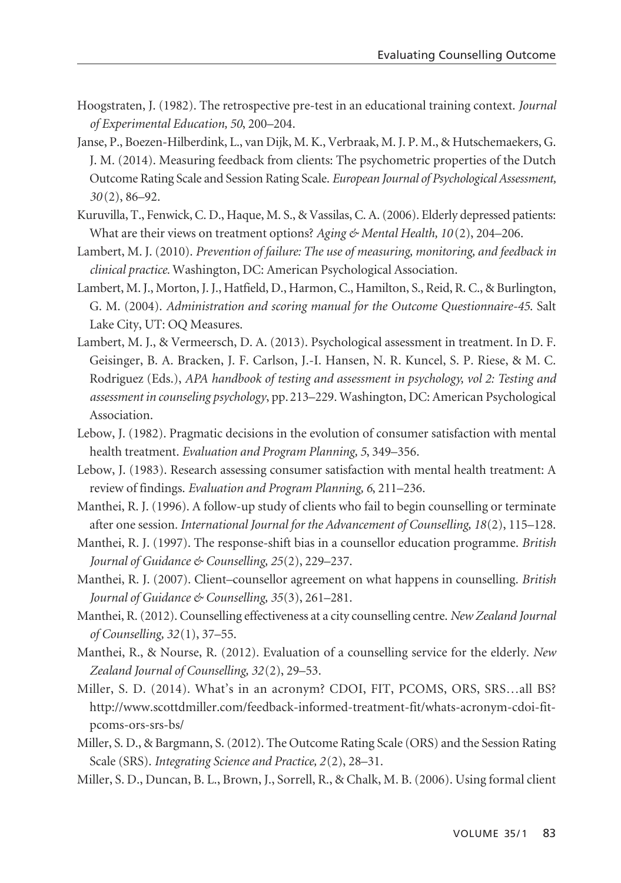Hoogstraten, J. (1982). The retrospective pre-test in an educational training context. *Journal of Experimental Education, 50*, 200–204.

Janse, P., Boezen-Hilberdink, L., van Dijk, M. K., Verbraak, M. J. P. M., & Hutschemaekers, G. J. M. (2014). Measuring feedback from clients: The psychometric properties of the Dutch Outcome Rating Scale and Session Rating Scale. *European Journal of Psychological Assessment, 30*(2), 86–92.

Kuruvilla, T., Fenwick, C. D., Haque, M. S., & Vassilas, C. A. (2006). Elderly depressed patients: What are their views on treatment options? *Aging & Mental Health, 10*(2), 204–206.

Lambert, M. J. (2010). *Prevention of failure: The use of measuring, monitoring, and feedback in clinical practice.* Washington, DC: American Psychological Association.

Lambert, M. J., Morton, J. J., Hatfield, D., Harmon, C., Hamilton, S., Reid, R. C., & Burlington, G. M. (2004). *Administration and scoring manual for the Outcome Questionnaire-45.* Salt Lake City, UT: OQ Measures.

Lambert, M. J., & Vermeersch, D. A. (2013). Psychological assessment in treatment. In D. F. Geisinger, B. A. Bracken, J. F. Carlson, J.-I. Hansen, N. R. Kuncel, S. P. Riese, & M. C. Rodriguez (Eds.), *APA handbook of testing and assessment in psychology, vol 2: Testing and assessment in counseling psychology*, pp. 213–229. Washington, DC: American Psychological Association.

Lebow, J. (1982). Pragmatic decisions in the evolution of consumer satisfaction with mental health treatment. *Evaluation and Program Planning, 5*, 349–356.

Lebow, J. (1983). Research assessing consumer satisfaction with mental health treatment: A review of findings. *Evaluation and Program Planning, 6*, 211–236.

Manthei, R. J. (1996). A follow-up study of clients who fail to begin counselling or terminate after one session. *International Journal for the Advancement of Counselling, 18*(2), 115–128.

Manthei, R. J. (1997). The response-shift bias in a counsellor education programme. *British Journal of Guidance & Counselling, 25*(2), 229–237.

Manthei, R. J. (2007). Client–counsellor agreement on what happens in counselling. *British Journal of Guidance & Counselling, 35*(3), 261–281.

Manthei, R. (2012). Counselling effectiveness at a city counselling centre. *New Zealand Journal of Counselling, 32*(1), 37–55.

Manthei, R., & Nourse, R. (2012). Evaluation of a counselling service for the elderly. *New Zealand Journal of Counselling, 32*(2), 29–53.

Miller, S. D. (2014). What's in an acronym? CDOI, FIT, PCOMS, ORS, SRS…all BS? http://www.scottdmiller.com/feedback-informed-treatment-fit/whats-acronym-cdoi-fit-pcoms-ors-srs-bs/

Miller, S. D., & Bargmann, S. (2012). The Outcome Rating Scale (ORS) and the Session Rating Scale (SRS). *Integrating Science and Practice, 2*(2), 28–31.

Miller, S. D., Duncan, B. L., Brown, J., Sorrell, R., & Chalk, M. B. (2006). Using formal client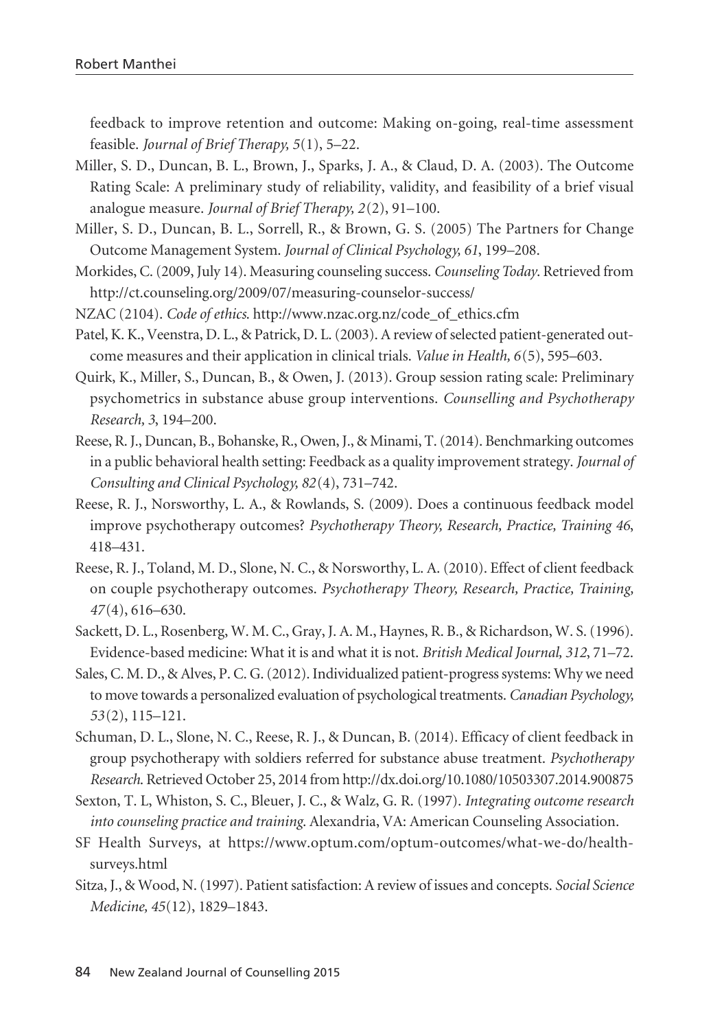feedback to improve retention and outcome: Making on-going, real-time assessment feasible. *Journal of Brief Therapy, 5*(1), 5–22.

Miller, S. D., Duncan, B. L., Brown, J., Sparks, J. A., & Claud, D. A. (2003). The Outcome Rating Scale: A preliminary study of reliability, validity, and feasibility of a brief visual analogue measure. *Journal of Brief Therapy, 2*(2), 91–100.

Miller, S. D., Duncan, B. L., Sorrell, R., & Brown, G. S. (2005) The Partners for Change Outcome Management System. *Journal of Clinical Psychology, 61*, 199–208.

Morkides, C. (2009, July 14). Measuring counseling success. *Counseling Today*. Retrieved from http://ct.counseling.org/2009/07/measuring-counselor-success/

NZAC (2104). *Code of ethics.* http://www.nzac.org.nz/code_of_ethics.cfm

Patel, K. K., Veenstra, D. L., & Patrick, D. L. (2003). A review of selected patient-generated outcome measures and their application in clinical trials. *Value in Health, 6*(5), 595–603.

Quirk, K., Miller, S., Duncan, B., & Owen, J. (2013). Group session rating scale: Preliminary psychometrics in substance abuse group interventions. *Counselling and Psychotherapy Research, 3*, 194–200.

Reese, R. J., Duncan, B., Bohanske, R., Owen, J., & Minami, T. (2014). Benchmarking outcomes in a public behavioral health setting: Feedback as a quality improvement strategy. *Journal of Consulting and Clinical Psychology, 82*(4), 731–742.

Reese, R. J., Norsworthy, L. A., & Rowlands, S. (2009). Does a continuous feedback model improve psychotherapy outcomes? *Psychotherapy Theory, Research, Practice, Training 46*, 418–431.

Reese, R. J., Toland, M. D., Slone, N. C., & Norsworthy, L. A. (2010). Effect of client feedback on couple psychotherapy outcomes. *Psychotherapy Theory, Research, Practice, Training, 47*(4), 616–630.

Sackett, D. L., Rosenberg, W. M. C., Gray, J. A. M., Haynes, R. B., & Richardson, W. S. (1996). Evidence-based medicine: What it is and what it is not. *British Medical Journal, 312*, 71–72.

Sales, C. M. D., & Alves, P. C. G. (2012). Individualized patient-progress systems: Why we need to move towards a personalized evaluation of psychological treatments. *Canadian Psychology, 53*(2), 115–121.

Schuman, D. L., Slone, N. C., Reese, R. J., & Duncan, B. (2014). Efficacy of client feedback in group psychotherapy with soldiers referred for substance abuse treatment. *Psychotherapy Research.* Retrieved October 25, 2014 from http://dx.doi.org/10.1080/10503307.2014.900875

Sexton, T. L, Whiston, S. C., Bleuer, J. C., & Walz, G. R. (1997). *Integrating outcome research into counseling practice and training.* Alexandria, VA: American Counseling Association.

SF Health Surveys, at https://www.optum.com/optum-outcomes/what-we-do/health-surveys.html

Sitza, J., & Wood, N. (1997). Patient satisfaction: A review of issues and concepts. *Social Science Medicine, 45*(12), 1829–1843.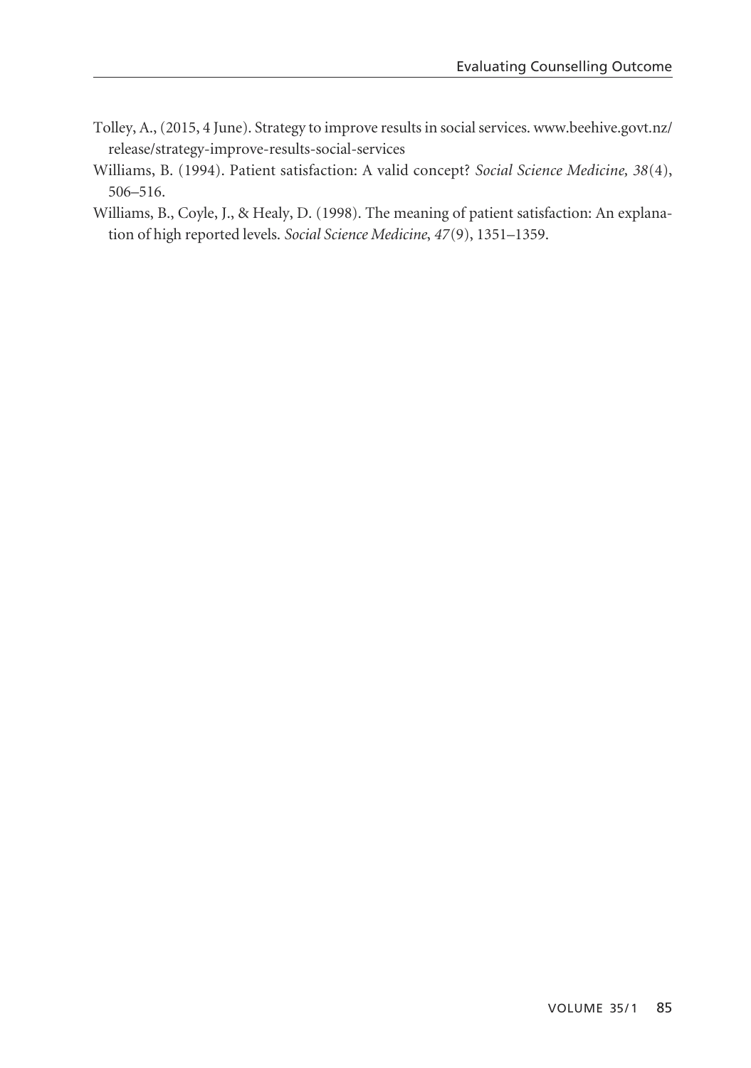Tolley, A., (2015, 4 June). Strategy to improve results in social services. www.beehive.govt.nz/release/strategy-improve-results-social-services

Williams, B. (1994). Patient satisfaction: A valid concept? *Social Science Medicine, 38*(4), 506–516.

Williams, B., Coyle, J., & Healy, D. (1998). The meaning of patient satisfaction: An explanation of high reported levels. *Social Science Medicine*, *47*(9), 1351–1359.